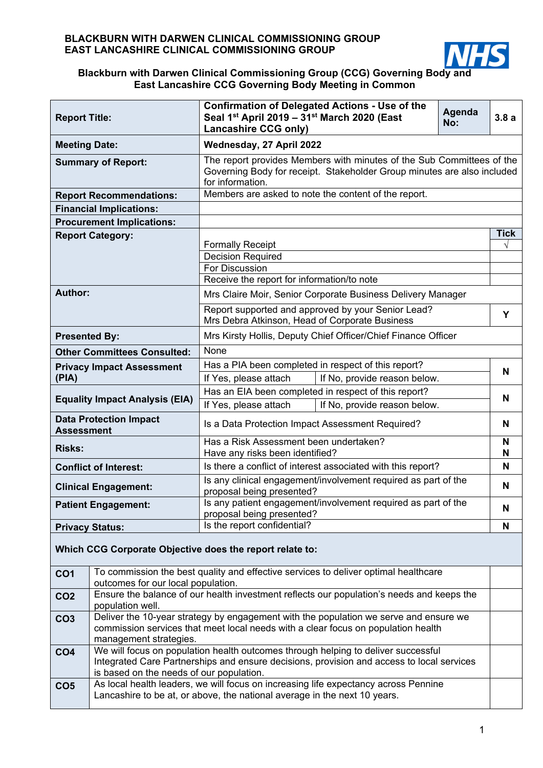**BLACKBURN WITH DARWEN CLINICAL COMMISSIONING GROUP**
**EAST LANCASHIRE CLINICAL COMMISSIONING GROUP**

**Blackburn with Darwen Clinical Commissioning Group (CCG) Governing Body and East Lancashire CCG Governing Body Meeting in Common**

| | | | |
|---|---|---|---|
| **Report Title:** | **Confirmation of Delegated Actions - Use of the Seal 1st April 2019 – 31st March 2020 (East Lancashire CCG only)** | **Agenda No:** | **3.8 a** |
| **Meeting Date:** | **Wednesday, 27 April 2022** | | |
| **Summary of Report:** | The report provides Members with minutes of the Sub Committees of the Governing Body for receipt. Stakeholder Group minutes are also included for information. | | |
| **Report Recommendations:** | Members are asked to note the content of the report. | | |
| **Financial Implications:** | | | |
| **Procurement Implications:** | | | |
| **Report Category:** | | | **Tick** |
| | Formally Receipt | | √ |
| | Decision Required | | |
| | For Discussion | | |
| | Receive the report for information/to note | | |
| **Author:** | Mrs Claire Moir, Senior Corporate Business Delivery Manager | | |
| | Report supported and approved by your Senior Lead? Mrs Debra Atkinson, Head of Corporate Business | | Y |
| **Presented By:** | Mrs Kirsty Hollis, Deputy Chief Officer/Chief Finance Officer | | |
| **Other Committees Consulted:** | None | | |
| **Privacy Impact Assessment (PIA)** | Has a PIA been completed in respect of this report? | | N |
| | If Yes, please attach | If No, provide reason below. | |
| **Equality Impact Analysis (EIA)** | Has an EIA been completed in respect of this report? | | N |
| | If Yes, please attach | If No, provide reason below. | |
| **Data Protection Impact Assessment** | Is a Data Protection Impact Assessment Required? | | N |
| **Risks:** | Has a Risk Assessment been undertaken? Have any risks been identified? | | N N |
| **Conflict of Interest:** | Is there a conflict of interest associated with this report? | | N |
| **Clinical Engagement:** | Is any clinical engagement/involvement required as part of the proposal being presented? | | N |
| **Patient Engagement:** | Is any patient engagement/involvement required as part of the proposal being presented? | | N |
| **Privacy Status:** | Is the report confidential? | | N |

**Which CCG Corporate Objective does the report relate to:**

| | | |
|---|---|---|
| **CO1** | To commission the best quality and effective services to deliver optimal healthcare outcomes for our local population. | |
| **CO2** | Ensure the balance of our health investment reflects our population's needs and keeps the population well. | |
| **CO3** | Deliver the 10-year strategy by engagement with the population we serve and ensure we commission services that meet local needs with a clear focus on population health management strategies. | |
| **CO4** | We will focus on population health outcomes through helping to deliver successful Integrated Care Partnerships and ensure decisions, provision and access to local services is based on the needs of our population. | |
| **CO5** | As local health leaders, we will focus on increasing life expectancy across Pennine Lancashire to be at, or above, the national average in the next 10 years. | |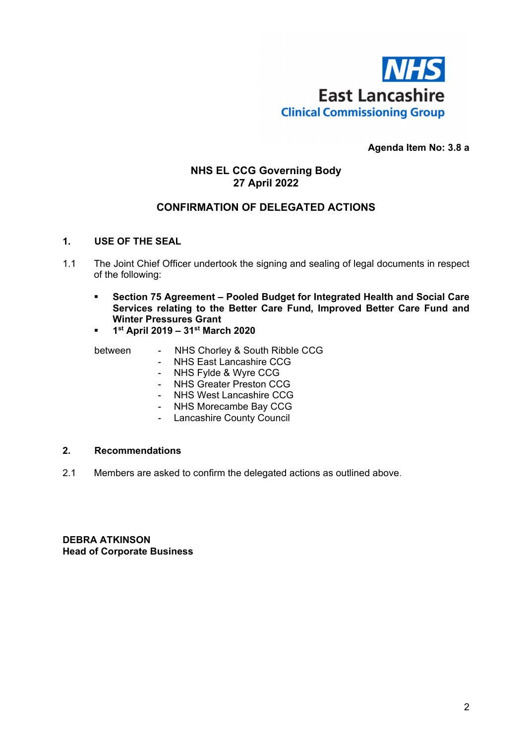NHS
East Lancashire
Clinical Commissioning Group

**Agenda Item No: 3.8 a**

**NHS EL CCG Governing Body**
**27 April 2022**

## CONFIRMATION OF DELEGATED ACTIONS

### 1. USE OF THE SEAL

1.1 The Joint Chief Officer undertook the signing and sealing of legal documents in respect of the following:

- **Section 75 Agreement – Pooled Budget for Integrated Health and Social Care Services relating to the Better Care Fund, Improved Better Care Fund and Winter Pressures Grant**
- **1st April 2019 – 31st March 2020**

between
- NHS Chorley & South Ribble CCG
- NHS East Lancashire CCG
- NHS Fylde & Wyre CCG
- NHS Greater Preston CCG
- NHS West Lancashire CCG
- NHS Morecambe Bay CCG
- Lancashire County Council

### 2. Recommendations

2.1 Members are asked to confirm the delegated actions as outlined above.

**DEBRA ATKINSON**
**Head of Corporate Business**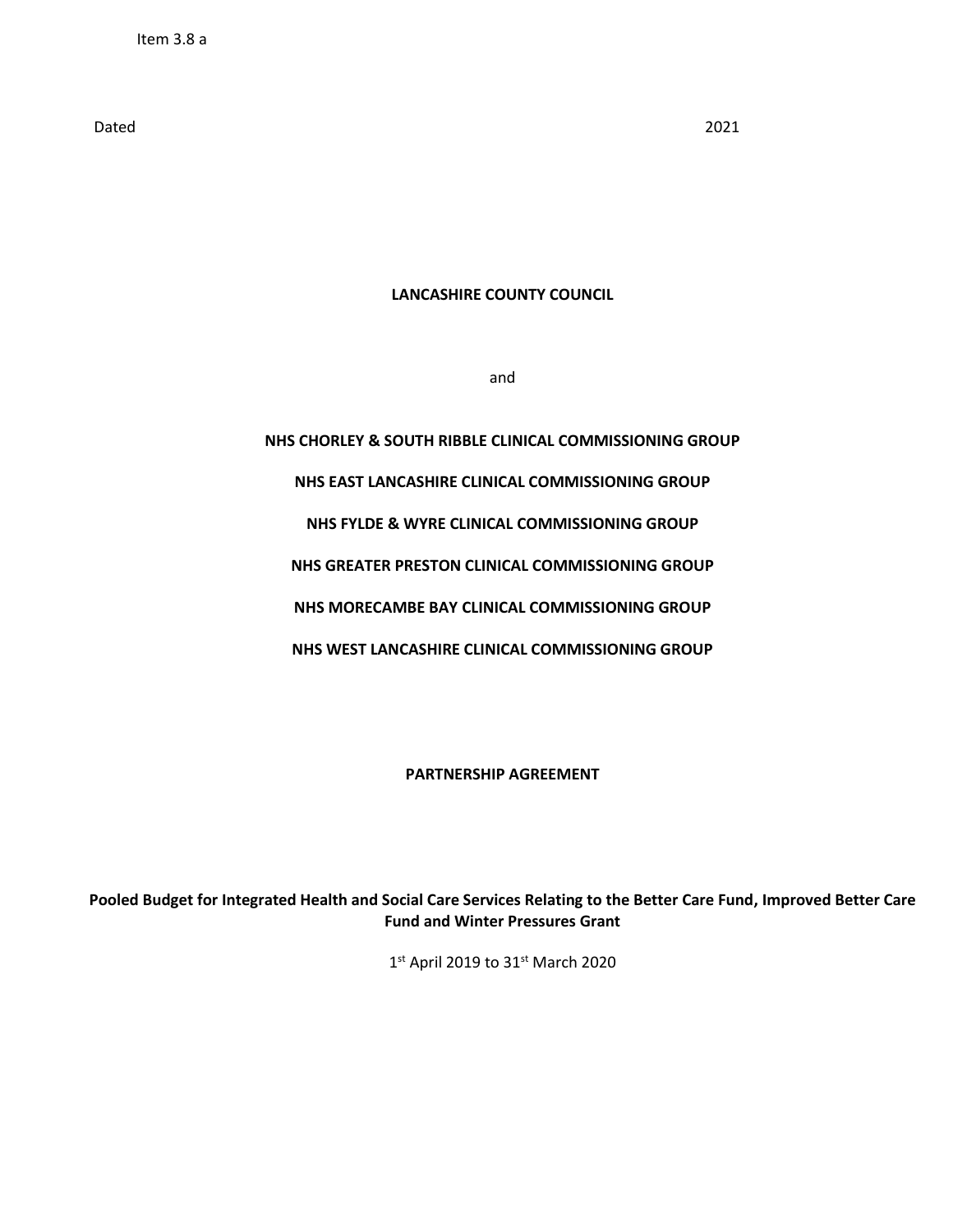Item 3.8 a

Dated 2021

**LANCASHIRE COUNTY COUNCIL**

and

**NHS CHORLEY & SOUTH RIBBLE CLINICAL COMMISSIONING GROUP**

**NHS EAST LANCASHIRE CLINICAL COMMISSIONING GROUP**

**NHS FYLDE & WYRE CLINICAL COMMISSIONING GROUP**

**NHS GREATER PRESTON CLINICAL COMMISSIONING GROUP**

**NHS MORECAMBE BAY CLINICAL COMMISSIONING GROUP**

**NHS WEST LANCASHIRE CLINICAL COMMISSIONING GROUP**

**PARTNERSHIP AGREEMENT**

**Pooled Budget for Integrated Health and Social Care Services Relating to the Better Care Fund, Improved Better Care Fund and Winter Pressures Grant**

1st April 2019 to 31st March 2020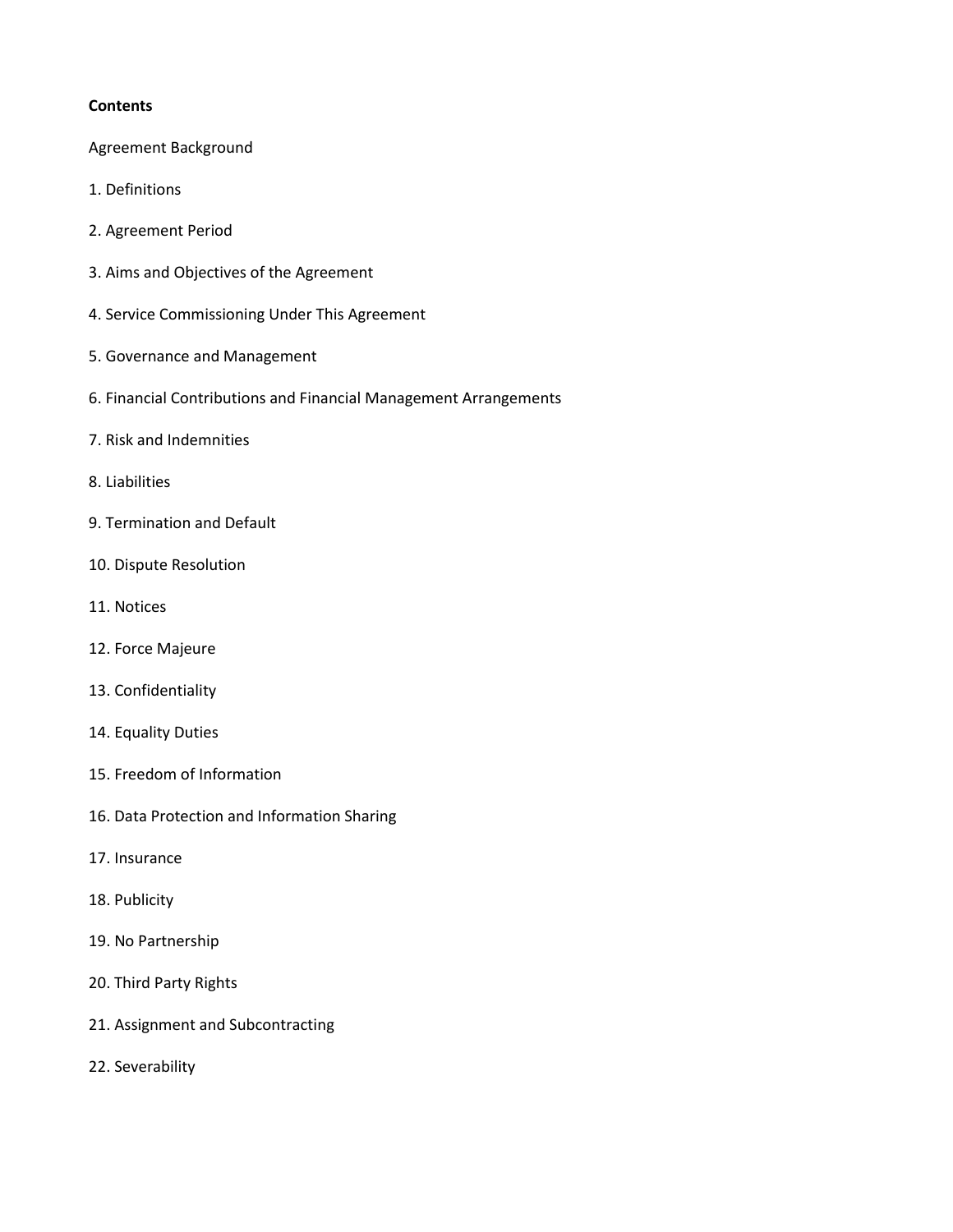**Contents**

Agreement Background

1. Definitions

2. Agreement Period

3. Aims and Objectives of the Agreement

4. Service Commissioning Under This Agreement

5. Governance and Management

6. Financial Contributions and Financial Management Arrangements

7. Risk and Indemnities

8. Liabilities

9. Termination and Default

10. Dispute Resolution

11. Notices

12. Force Majeure

13. Confidentiality

14. Equality Duties

15. Freedom of Information

16. Data Protection and Information Sharing

17. Insurance

18. Publicity

19. No Partnership

20. Third Party Rights

21. Assignment and Subcontracting

22. Severability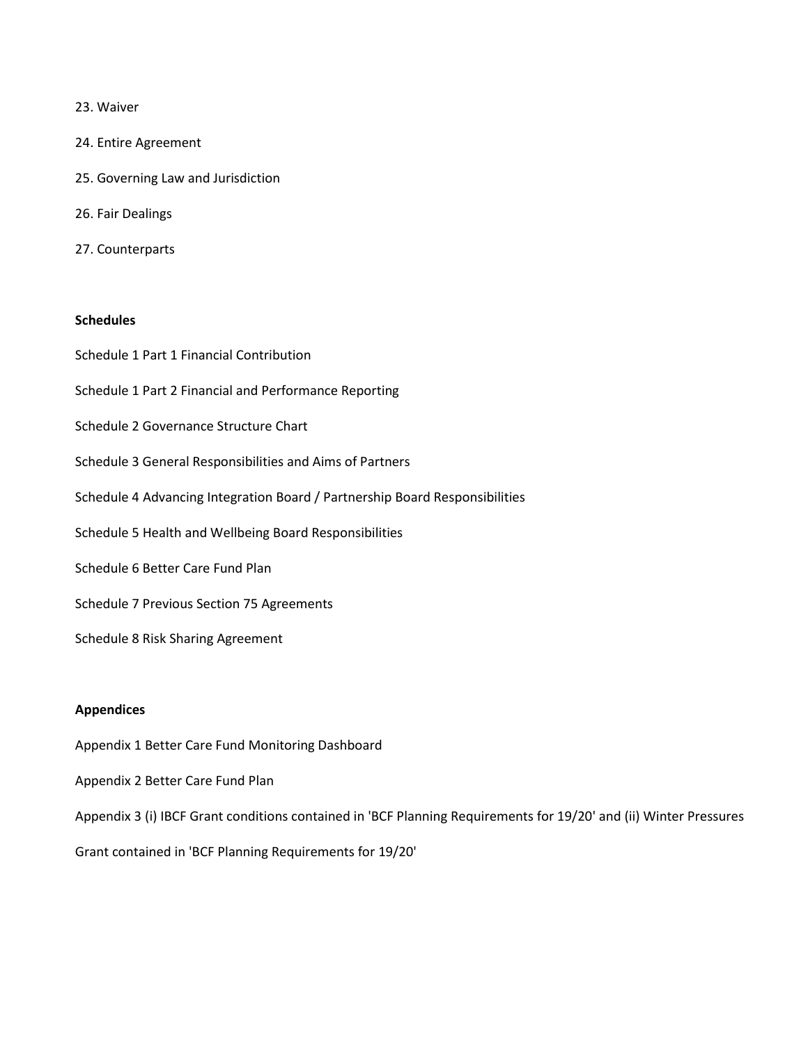23. Waiver

24. Entire Agreement

25. Governing Law and Jurisdiction

26. Fair Dealings

27. Counterparts

**Schedules**

Schedule 1 Part 1 Financial Contribution

Schedule 1 Part 2 Financial and Performance Reporting

Schedule 2 Governance Structure Chart

Schedule 3 General Responsibilities and Aims of Partners

Schedule 4 Advancing Integration Board / Partnership Board Responsibilities

Schedule 5 Health and Wellbeing Board Responsibilities

Schedule 6 Better Care Fund Plan

Schedule 7 Previous Section 75 Agreements

Schedule 8 Risk Sharing Agreement

**Appendices**

Appendix 1 Better Care Fund Monitoring Dashboard

Appendix 2 Better Care Fund Plan

Appendix 3 (i) IBCF Grant conditions contained in 'BCF Planning Requirements for 19/20' and (ii) Winter Pressures Grant contained in 'BCF Planning Requirements for 19/20'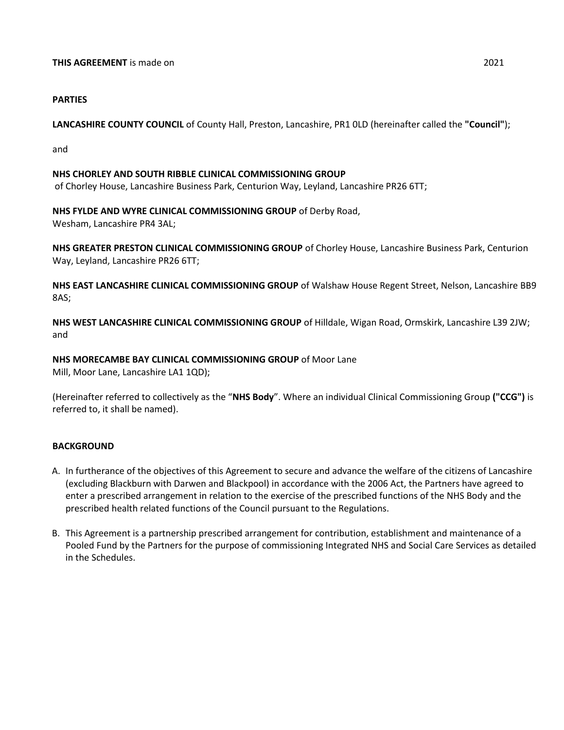**THIS AGREEMENT** is made on 2021

**PARTIES**

**LANCASHIRE COUNTY COUNCIL** of County Hall, Preston, Lancashire, PR1 0LD (hereinafter called the **"Council"**);

and

**NHS CHORLEY AND SOUTH RIBBLE CLINICAL COMMISSIONING GROUP** of Chorley House, Lancashire Business Park, Centurion Way, Leyland, Lancashire PR26 6TT;

**NHS FYLDE AND WYRE CLINICAL COMMISSIONING GROUP** of Derby Road, Wesham, Lancashire PR4 3AL;

**NHS GREATER PRESTON CLINICAL COMMISSIONING GROUP** of Chorley House, Lancashire Business Park, Centurion Way, Leyland, Lancashire PR26 6TT;

**NHS EAST LANCASHIRE CLINICAL COMMISSIONING GROUP** of Walshaw House Regent Street, Nelson, Lancashire BB9 8AS;

**NHS WEST LANCASHIRE CLINICAL COMMISSIONING GROUP** of Hilldale, Wigan Road, Ormskirk, Lancashire L39 2JW; and

**NHS MORECAMBE BAY CLINICAL COMMISSIONING GROUP** of Moor Lane Mill, Moor Lane, Lancashire LA1 1QD);

(Hereinafter referred to collectively as the "**NHS Body**". Where an individual Clinical Commissioning Group **("CCG")** is referred to, it shall be named).

**BACKGROUND**

A. In furtherance of the objectives of this Agreement to secure and advance the welfare of the citizens of Lancashire (excluding Blackburn with Darwen and Blackpool) in accordance with the 2006 Act, the Partners have agreed to enter a prescribed arrangement in relation to the exercise of the prescribed functions of the NHS Body and the prescribed health related functions of the Council pursuant to the Regulations.

B. This Agreement is a partnership prescribed arrangement for contribution, establishment and maintenance of a Pooled Fund by the Partners for the purpose of commissioning Integrated NHS and Social Care Services as detailed in the Schedules.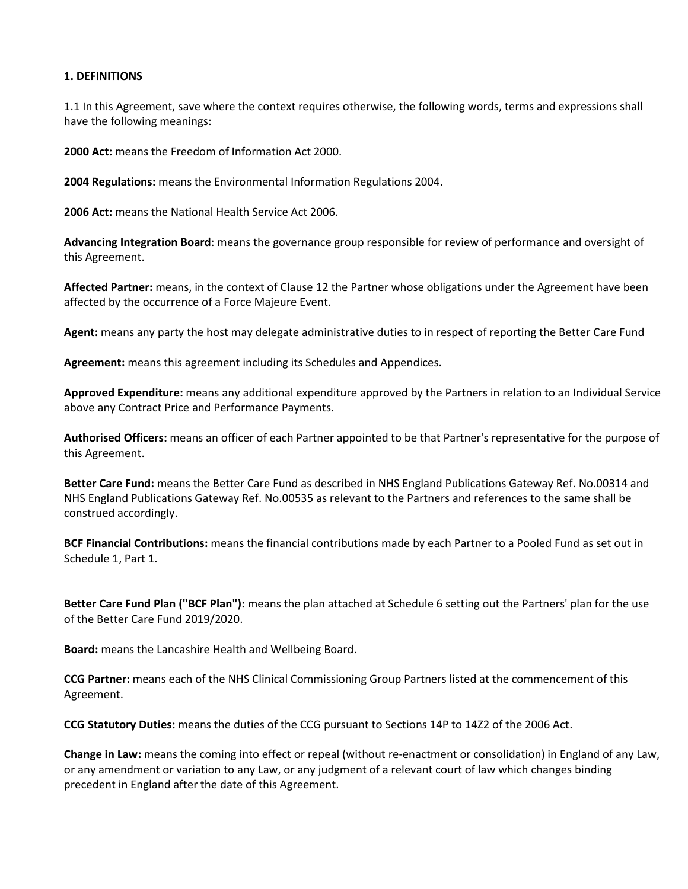**1. DEFINITIONS**

1.1 In this Agreement, save where the context requires otherwise, the following words, terms and expressions shall have the following meanings:

**2000 Act:** means the Freedom of Information Act 2000.

**2004 Regulations:** means the Environmental Information Regulations 2004.

**2006 Act:** means the National Health Service Act 2006.

**Advancing Integration Board**: means the governance group responsible for review of performance and oversight of this Agreement.

**Affected Partner:** means, in the context of Clause 12 the Partner whose obligations under the Agreement have been affected by the occurrence of a Force Majeure Event.

**Agent:** means any party the host may delegate administrative duties to in respect of reporting the Better Care Fund

**Agreement:** means this agreement including its Schedules and Appendices.

**Approved Expenditure:** means any additional expenditure approved by the Partners in relation to an Individual Service above any Contract Price and Performance Payments.

**Authorised Officers:** means an officer of each Partner appointed to be that Partner's representative for the purpose of this Agreement.

**Better Care Fund:** means the Better Care Fund as described in NHS England Publications Gateway Ref. No.00314 and NHS England Publications Gateway Ref. No.00535 as relevant to the Partners and references to the same shall be construed accordingly.

**BCF Financial Contributions:** means the financial contributions made by each Partner to a Pooled Fund as set out in Schedule 1, Part 1.

**Better Care Fund Plan ("BCF Plan"):** means the plan attached at Schedule 6 setting out the Partners' plan for the use of the Better Care Fund 2019/2020.

**Board:** means the Lancashire Health and Wellbeing Board.

**CCG Partner:** means each of the NHS Clinical Commissioning Group Partners listed at the commencement of this Agreement.

**CCG Statutory Duties:** means the duties of the CCG pursuant to Sections 14P to 14Z2 of the 2006 Act.

**Change in Law:** means the coming into effect or repeal (without re-enactment or consolidation) in England of any Law, or any amendment or variation to any Law, or any judgment of a relevant court of law which changes binding precedent in England after the date of this Agreement.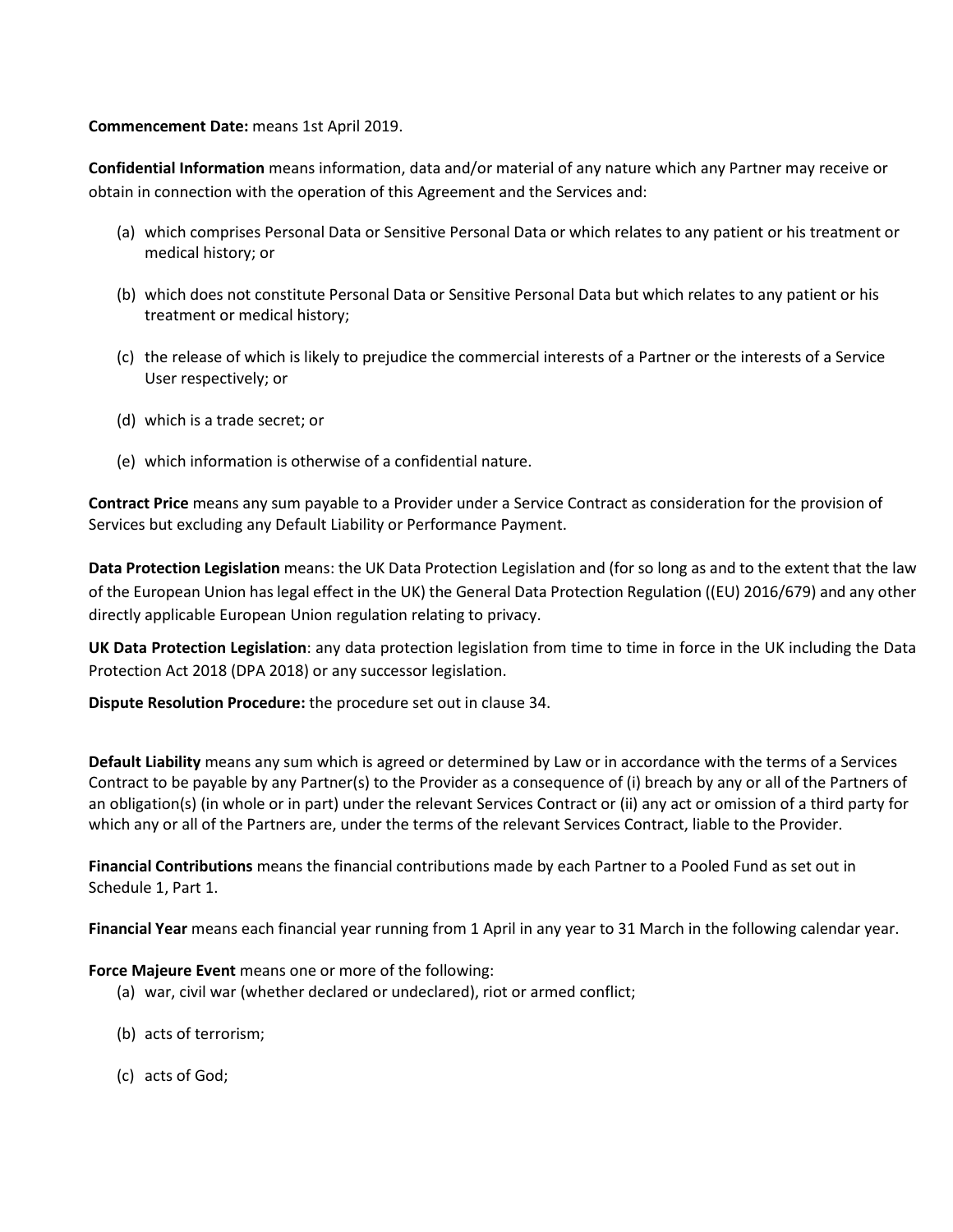**Commencement Date:** means 1st April 2019.

**Confidential Information** means information, data and/or material of any nature which any Partner may receive or obtain in connection with the operation of this Agreement and the Services and:

(a) which comprises Personal Data or Sensitive Personal Data or which relates to any patient or his treatment or medical history; or

(b) which does not constitute Personal Data or Sensitive Personal Data but which relates to any patient or his treatment or medical history;

(c) the release of which is likely to prejudice the commercial interests of a Partner or the interests of a Service User respectively; or

(d) which is a trade secret; or

(e) which information is otherwise of a confidential nature.

**Contract Price** means any sum payable to a Provider under a Service Contract as consideration for the provision of Services but excluding any Default Liability or Performance Payment.

**Data Protection Legislation** means: the UK Data Protection Legislation and (for so long as and to the extent that the law of the European Union has legal effect in the UK) the General Data Protection Regulation ((EU) 2016/679) and any other directly applicable European Union regulation relating to privacy.

**UK Data Protection Legislation**: any data protection legislation from time to time in force in the UK including the Data Protection Act 2018 (DPA 2018) or any successor legislation.

**Dispute Resolution Procedure:** the procedure set out in clause 34.

**Default Liability** means any sum which is agreed or determined by Law or in accordance with the terms of a Services Contract to be payable by any Partner(s) to the Provider as a consequence of (i) breach by any or all of the Partners of an obligation(s) (in whole or in part) under the relevant Services Contract or (ii) any act or omission of a third party for which any or all of the Partners are, under the terms of the relevant Services Contract, liable to the Provider.

**Financial Contributions** means the financial contributions made by each Partner to a Pooled Fund as set out in Schedule 1, Part 1.

**Financial Year** means each financial year running from 1 April in any year to 31 March in the following calendar year.

**Force Majeure Event** means one or more of the following:

(a) war, civil war (whether declared or undeclared), riot or armed conflict;

(b) acts of terrorism;

(c) acts of God;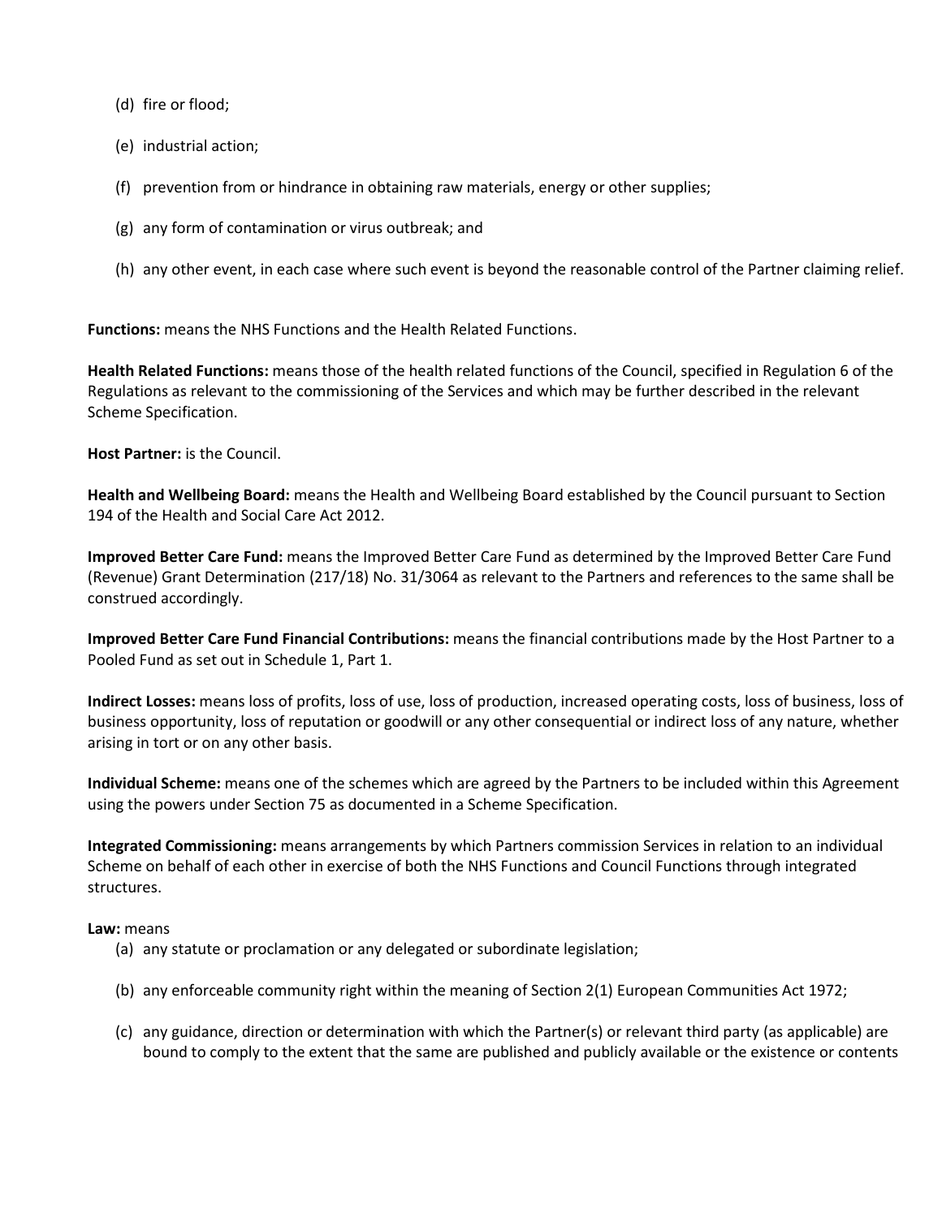(d) fire or flood;

(e) industrial action;

(f) prevention from or hindrance in obtaining raw materials, energy or other supplies;

(g) any form of contamination or virus outbreak; and

(h) any other event, in each case where such event is beyond the reasonable control of the Partner claiming relief.

**Functions:** means the NHS Functions and the Health Related Functions.

**Health Related Functions:** means those of the health related functions of the Council, specified in Regulation 6 of the Regulations as relevant to the commissioning of the Services and which may be further described in the relevant Scheme Specification.

**Host Partner:** is the Council.

**Health and Wellbeing Board:** means the Health and Wellbeing Board established by the Council pursuant to Section 194 of the Health and Social Care Act 2012.

**Improved Better Care Fund:** means the Improved Better Care Fund as determined by the Improved Better Care Fund (Revenue) Grant Determination (217/18) No. 31/3064 as relevant to the Partners and references to the same shall be construed accordingly.

**Improved Better Care Fund Financial Contributions:** means the financial contributions made by the Host Partner to a Pooled Fund as set out in Schedule 1, Part 1.

**Indirect Losses:** means loss of profits, loss of use, loss of production, increased operating costs, loss of business, loss of business opportunity, loss of reputation or goodwill or any other consequential or indirect loss of any nature, whether arising in tort or on any other basis.

**Individual Scheme:** means one of the schemes which are agreed by the Partners to be included within this Agreement using the powers under Section 75 as documented in a Scheme Specification.

**Integrated Commissioning:** means arrangements by which Partners commission Services in relation to an individual Scheme on behalf of each other in exercise of both the NHS Functions and Council Functions through integrated structures.

**Law:** means

(a) any statute or proclamation or any delegated or subordinate legislation;

(b) any enforceable community right within the meaning of Section 2(1) European Communities Act 1972;

(c) any guidance, direction or determination with which the Partner(s) or relevant third party (as applicable) are bound to comply to the extent that the same are published and publicly available or the existence or contents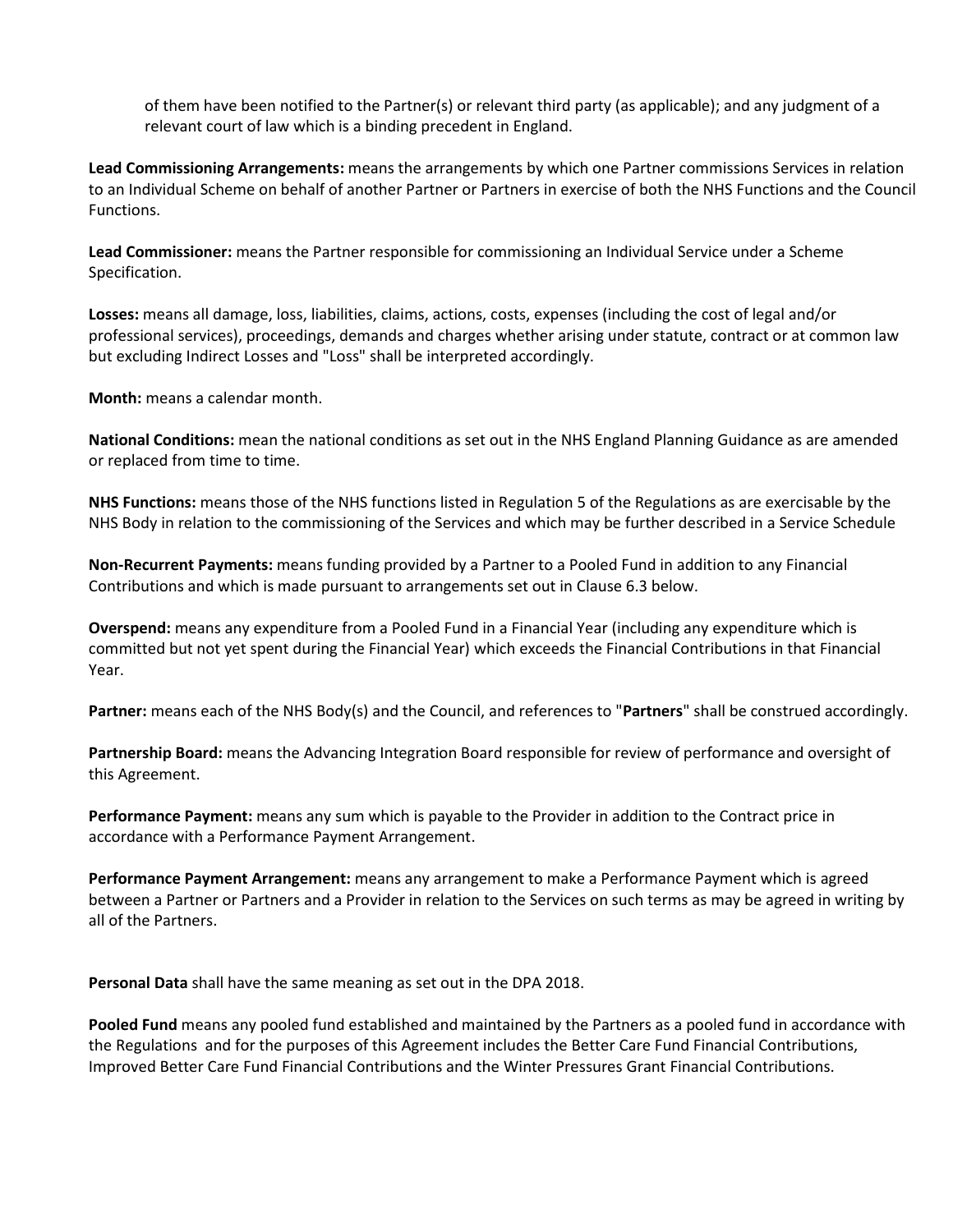of them have been notified to the Partner(s) or relevant third party (as applicable); and any judgment of a relevant court of law which is a binding precedent in England.

**Lead Commissioning Arrangements:** means the arrangements by which one Partner commissions Services in relation to an Individual Scheme on behalf of another Partner or Partners in exercise of both the NHS Functions and the Council Functions.

**Lead Commissioner:** means the Partner responsible for commissioning an Individual Service under a Scheme Specification.

**Losses:** means all damage, loss, liabilities, claims, actions, costs, expenses (including the cost of legal and/or professional services), proceedings, demands and charges whether arising under statute, contract or at common law but excluding Indirect Losses and "Loss" shall be interpreted accordingly.

**Month:** means a calendar month.

**National Conditions:** mean the national conditions as set out in the NHS England Planning Guidance as are amended or replaced from time to time.

**NHS Functions:** means those of the NHS functions listed in Regulation 5 of the Regulations as are exercisable by the NHS Body in relation to the commissioning of the Services and which may be further described in a Service Schedule

**Non-Recurrent Payments:** means funding provided by a Partner to a Pooled Fund in addition to any Financial Contributions and which is made pursuant to arrangements set out in Clause 6.3 below.

**Overspend:** means any expenditure from a Pooled Fund in a Financial Year (including any expenditure which is committed but not yet spent during the Financial Year) which exceeds the Financial Contributions in that Financial Year.

**Partner:** means each of the NHS Body(s) and the Council, and references to "**Partners**" shall be construed accordingly.

**Partnership Board:** means the Advancing Integration Board responsible for review of performance and oversight of this Agreement.

**Performance Payment:** means any sum which is payable to the Provider in addition to the Contract price in accordance with a Performance Payment Arrangement.

**Performance Payment Arrangement:** means any arrangement to make a Performance Payment which is agreed between a Partner or Partners and a Provider in relation to the Services on such terms as may be agreed in writing by all of the Partners.

**Personal Data** shall have the same meaning as set out in the DPA 2018.

**Pooled Fund** means any pooled fund established and maintained by the Partners as a pooled fund in accordance with the Regulations and for the purposes of this Agreement includes the Better Care Fund Financial Contributions, Improved Better Care Fund Financial Contributions and the Winter Pressures Grant Financial Contributions.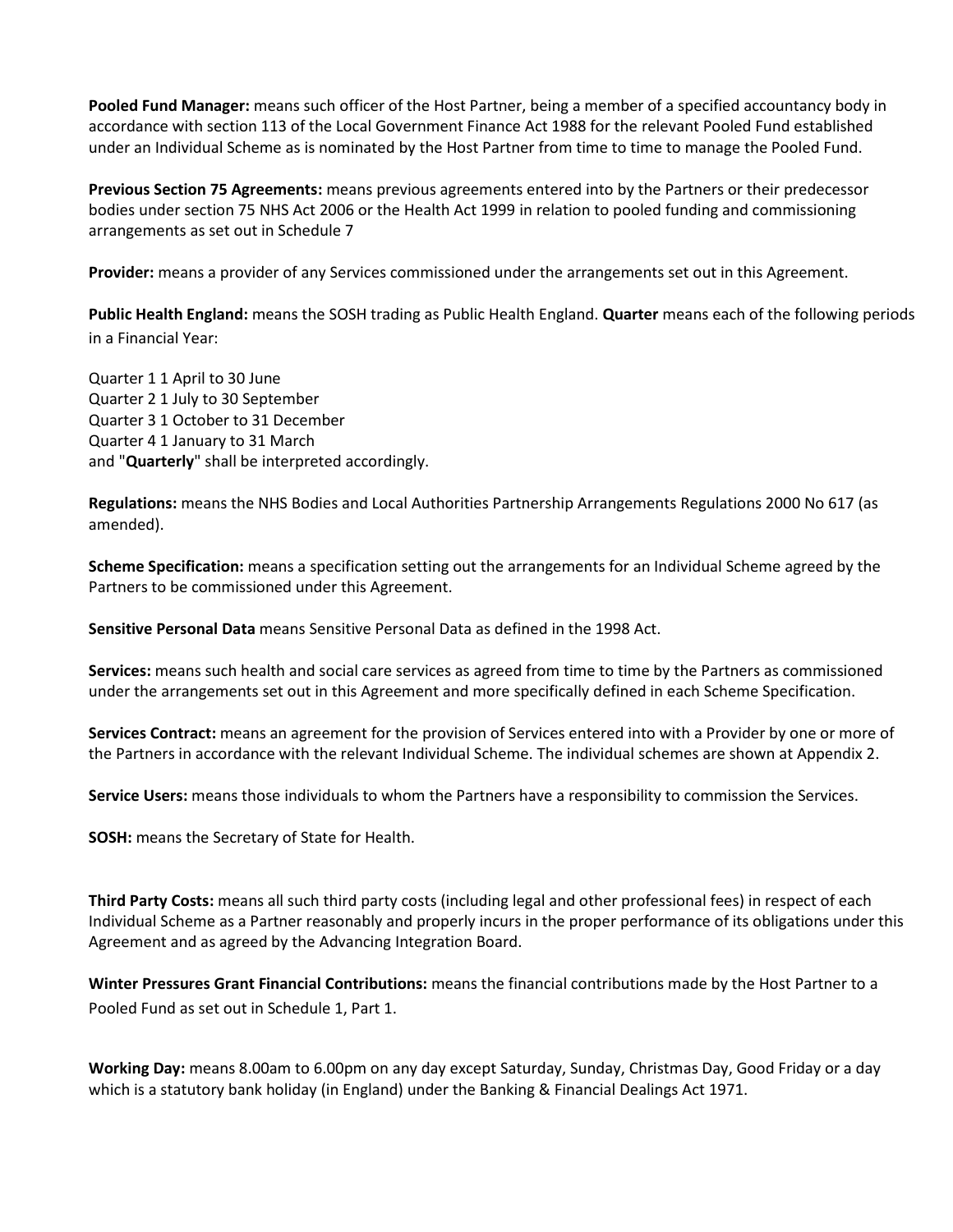**Pooled Fund Manager:** means such officer of the Host Partner, being a member of a specified accountancy body in accordance with section 113 of the Local Government Finance Act 1988 for the relevant Pooled Fund established under an Individual Scheme as is nominated by the Host Partner from time to time to manage the Pooled Fund.

**Previous Section 75 Agreements:** means previous agreements entered into by the Partners or their predecessor bodies under section 75 NHS Act 2006 or the Health Act 1999 in relation to pooled funding and commissioning arrangements as set out in Schedule 7

**Provider:** means a provider of any Services commissioned under the arrangements set out in this Agreement.

**Public Health England:** means the SOSH trading as Public Health England. **Quarter** means each of the following periods in a Financial Year:

Quarter 1 1 April to 30 June
Quarter 2 1 July to 30 September
Quarter 3 1 October to 31 December
Quarter 4 1 January to 31 March
and "**Quarterly**" shall be interpreted accordingly.

**Regulations:** means the NHS Bodies and Local Authorities Partnership Arrangements Regulations 2000 No 617 (as amended).

**Scheme Specification:** means a specification setting out the arrangements for an Individual Scheme agreed by the Partners to be commissioned under this Agreement.

**Sensitive Personal Data** means Sensitive Personal Data as defined in the 1998 Act.

**Services:** means such health and social care services as agreed from time to time by the Partners as commissioned under the arrangements set out in this Agreement and more specifically defined in each Scheme Specification.

**Services Contract:** means an agreement for the provision of Services entered into with a Provider by one or more of the Partners in accordance with the relevant Individual Scheme. The individual schemes are shown at Appendix 2.

**Service Users:** means those individuals to whom the Partners have a responsibility to commission the Services.

**SOSH:** means the Secretary of State for Health.

**Third Party Costs:** means all such third party costs (including legal and other professional fees) in respect of each Individual Scheme as a Partner reasonably and properly incurs in the proper performance of its obligations under this Agreement and as agreed by the Advancing Integration Board.

**Winter Pressures Grant Financial Contributions:** means the financial contributions made by the Host Partner to a Pooled Fund as set out in Schedule 1, Part 1.

**Working Day:** means 8.00am to 6.00pm on any day except Saturday, Sunday, Christmas Day, Good Friday or a day which is a statutory bank holiday (in England) under the Banking & Financial Dealings Act 1971.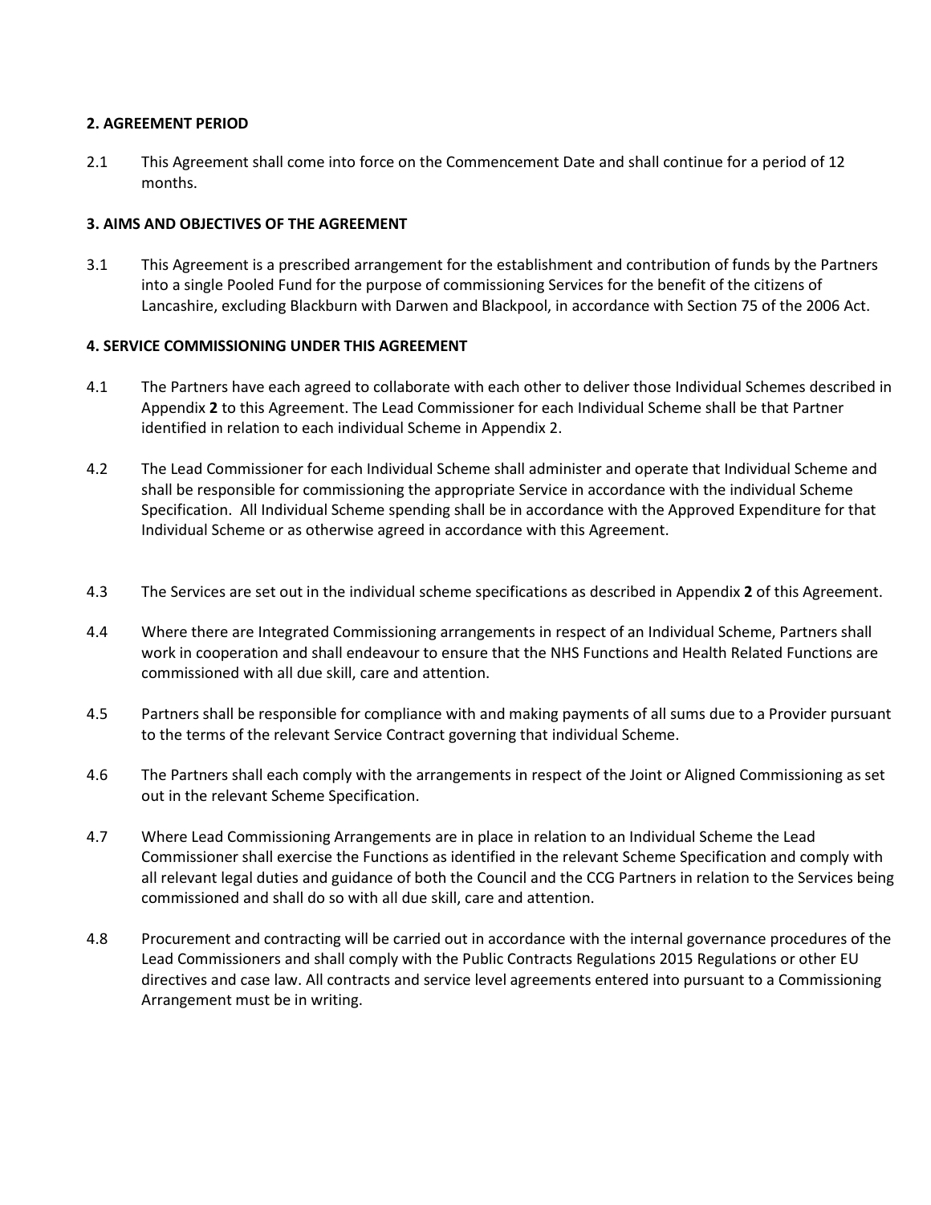**2. AGREEMENT PERIOD**

2.1 This Agreement shall come into force on the Commencement Date and shall continue for a period of 12 months.

**3. AIMS AND OBJECTIVES OF THE AGREEMENT**

3.1 This Agreement is a prescribed arrangement for the establishment and contribution of funds by the Partners into a single Pooled Fund for the purpose of commissioning Services for the benefit of the citizens of Lancashire, excluding Blackburn with Darwen and Blackpool, in accordance with Section 75 of the 2006 Act.

**4. SERVICE COMMISSIONING UNDER THIS AGREEMENT**

4.1 The Partners have each agreed to collaborate with each other to deliver those Individual Schemes described in Appendix **2** to this Agreement. The Lead Commissioner for each Individual Scheme shall be that Partner identified in relation to each individual Scheme in Appendix 2.

4.2 The Lead Commissioner for each Individual Scheme shall administer and operate that Individual Scheme and shall be responsible for commissioning the appropriate Service in accordance with the individual Scheme Specification. All Individual Scheme spending shall be in accordance with the Approved Expenditure for that Individual Scheme or as otherwise agreed in accordance with this Agreement.

4.3 The Services are set out in the individual scheme specifications as described in Appendix **2** of this Agreement.

4.4 Where there are Integrated Commissioning arrangements in respect of an Individual Scheme, Partners shall work in cooperation and shall endeavour to ensure that the NHS Functions and Health Related Functions are commissioned with all due skill, care and attention.

4.5 Partners shall be responsible for compliance with and making payments of all sums due to a Provider pursuant to the terms of the relevant Service Contract governing that individual Scheme.

4.6 The Partners shall each comply with the arrangements in respect of the Joint or Aligned Commissioning as set out in the relevant Scheme Specification.

4.7 Where Lead Commissioning Arrangements are in place in relation to an Individual Scheme the Lead Commissioner shall exercise the Functions as identified in the relevant Scheme Specification and comply with all relevant legal duties and guidance of both the Council and the CCG Partners in relation to the Services being commissioned and shall do so with all due skill, care and attention.

4.8 Procurement and contracting will be carried out in accordance with the internal governance procedures of the Lead Commissioners and shall comply with the Public Contracts Regulations 2015 Regulations or other EU directives and case law. All contracts and service level agreements entered into pursuant to a Commissioning Arrangement must be in writing.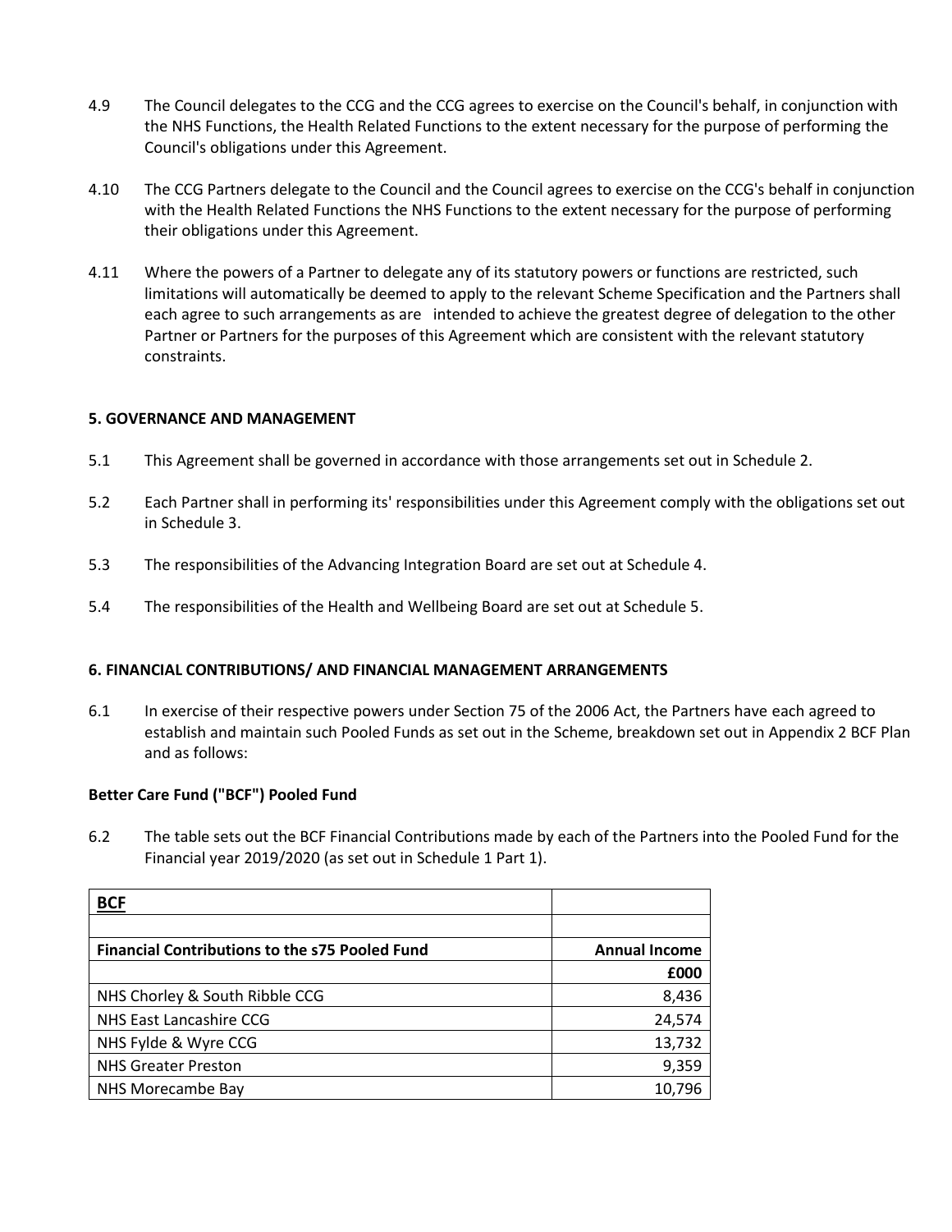4.9 The Council delegates to the CCG and the CCG agrees to exercise on the Council's behalf, in conjunction with the NHS Functions, the Health Related Functions to the extent necessary for the purpose of performing the Council's obligations under this Agreement.

4.10 The CCG Partners delegate to the Council and the Council agrees to exercise on the CCG's behalf in conjunction with the Health Related Functions the NHS Functions to the extent necessary for the purpose of performing their obligations under this Agreement.

4.11 Where the powers of a Partner to delegate any of its statutory powers or functions are restricted, such limitations will automatically be deemed to apply to the relevant Scheme Specification and the Partners shall each agree to such arrangements as are intended to achieve the greatest degree of delegation to the other Partner or Partners for the purposes of this Agreement which are consistent with the relevant statutory constraints.

**5. GOVERNANCE AND MANAGEMENT**

5.1 This Agreement shall be governed in accordance with those arrangements set out in Schedule 2.

5.2 Each Partner shall in performing its' responsibilities under this Agreement comply with the obligations set out in Schedule 3.

5.3 The responsibilities of the Advancing Integration Board are set out at Schedule 4.

5.4 The responsibilities of the Health and Wellbeing Board are set out at Schedule 5.

**6. FINANCIAL CONTRIBUTIONS/ AND FINANCIAL MANAGEMENT ARRANGEMENTS**

6.1 In exercise of their respective powers under Section 75 of the 2006 Act, the Partners have each agreed to establish and maintain such Pooled Funds as set out in the Scheme, breakdown set out in Appendix 2 BCF Plan and as follows:

**Better Care Fund ("BCF") Pooled Fund**

6.2 The table sets out the BCF Financial Contributions made by each of the Partners into the Pooled Fund for the Financial year 2019/2020 (as set out in Schedule 1 Part 1).

| **BCF** | |
|---|---|
| | |
| **Financial Contributions to the s75 Pooled Fund** | **Annual Income** |
| | **£000** |
| NHS Chorley & South Ribble CCG | 8,436 |
| NHS East Lancashire CCG | 24,574 |
| NHS Fylde & Wyre CCG | 13,732 |
| NHS Greater Preston | 9,359 |
| NHS Morecambe Bay | 10,796 |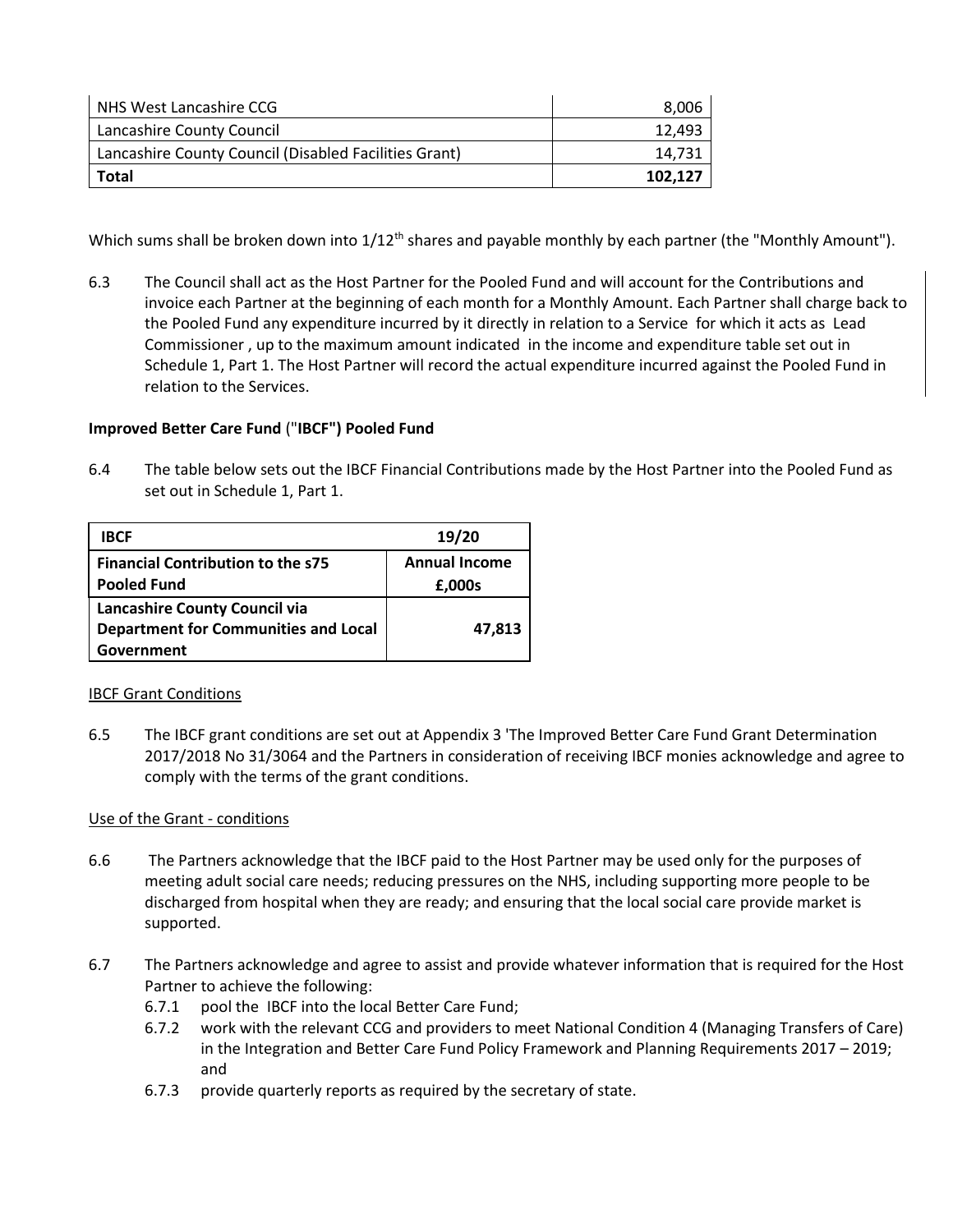| | |
|---|---|
| NHS West Lancashire CCG | 8,006 |
| Lancashire County Council | 12,493 |
| Lancashire County Council (Disabled Facilities Grant) | 14,731 |
| **Total** | **102,127** |

Which sums shall be broken down into 1/12th shares and payable monthly by each partner (the "Monthly Amount").

6.3 The Council shall act as the Host Partner for the Pooled Fund and will account for the Contributions and invoice each Partner at the beginning of each month for a Monthly Amount. Each Partner shall charge back to the Pooled Fund any expenditure incurred by it directly in relation to a Service for which it acts as Lead Commissioner , up to the maximum amount indicated in the income and expenditure table set out in Schedule 1, Part 1. The Host Partner will record the actual expenditure incurred against the Pooled Fund in relation to the Services.

**Improved Better Care Fund ("IBCF") Pooled Fund**

6.4 The table below sets out the IBCF Financial Contributions made by the Host Partner into the Pooled Fund as set out in Schedule 1, Part 1.

| **IBCF** | **19/20** |
|---|---|
| **Financial Contribution to the s75 Pooled Fund** | **Annual Income £,000s** |
| **Lancashire County Council via Department for Communities and Local Government** | **47,813** |

IBCF Grant Conditions

6.5 The IBCF grant conditions are set out at Appendix 3 'The Improved Better Care Fund Grant Determination 2017/2018 No 31/3064 and the Partners in consideration of receiving IBCF monies acknowledge and agree to comply with the terms of the grant conditions.

Use of the Grant - conditions

6.6 The Partners acknowledge that the IBCF paid to the Host Partner may be used only for the purposes of meeting adult social care needs; reducing pressures on the NHS, including supporting more people to be discharged from hospital when they are ready; and ensuring that the local social care provide market is supported.

6.7 The Partners acknowledge and agree to assist and provide whatever information that is required for the Host Partner to achieve the following:

- 6.7.1 pool the IBCF into the local Better Care Fund;
- 6.7.2 work with the relevant CCG and providers to meet National Condition 4 (Managing Transfers of Care) in the Integration and Better Care Fund Policy Framework and Planning Requirements 2017 – 2019; and
- 6.7.3 provide quarterly reports as required by the secretary of state.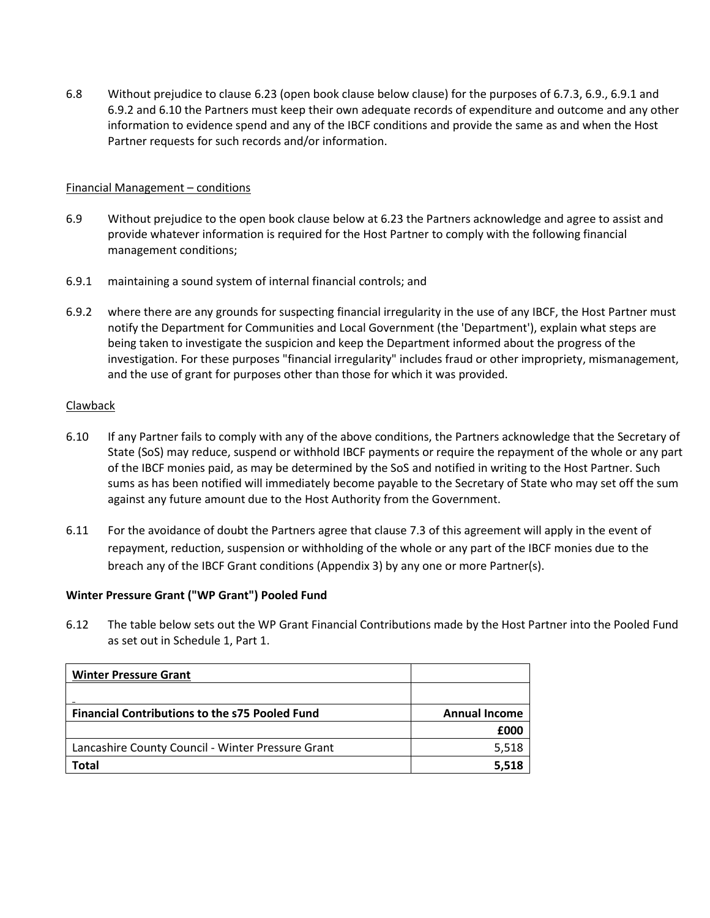6.8 Without prejudice to clause 6.23 (open book clause below clause) for the purposes of 6.7.3, 6.9., 6.9.1 and 6.9.2 and 6.10 the Partners must keep their own adequate records of expenditure and outcome and any other information to evidence spend and any of the IBCF conditions and provide the same as and when the Host Partner requests for such records and/or information.

<u>Financial Management – conditions</u>

6.9 Without prejudice to the open book clause below at 6.23 the Partners acknowledge and agree to assist and provide whatever information is required for the Host Partner to comply with the following financial management conditions;

6.9.1 maintaining a sound system of internal financial controls; and

6.9.2 where there are any grounds for suspecting financial irregularity in the use of any IBCF, the Host Partner must notify the Department for Communities and Local Government (the 'Department'), explain what steps are being taken to investigate the suspicion and keep the Department informed about the progress of the investigation. For these purposes "financial irregularity" includes fraud or other impropriety, mismanagement, and the use of grant for purposes other than those for which it was provided.

<u>Clawback</u>

6.10 If any Partner fails to comply with any of the above conditions, the Partners acknowledge that the Secretary of State (SoS) may reduce, suspend or withhold IBCF payments or require the repayment of the whole or any part of the IBCF monies paid, as may be determined by the SoS and notified in writing to the Host Partner. Such sums as has been notified will immediately become payable to the Secretary of State who may set off the sum against any future amount due to the Host Authority from the Government.

6.11 For the avoidance of doubt the Partners agree that clause 7.3 of this agreement will apply in the event of repayment, reduction, suspension or withholding of the whole or any part of the IBCF monies due to the breach any of the IBCF Grant conditions (Appendix 3) by any one or more Partner(s).

**Winter Pressure Grant ("WP Grant") Pooled Fund**

6.12 The table below sets out the WP Grant Financial Contributions made by the Host Partner into the Pooled Fund as set out in Schedule 1, Part 1.

| **Winter Pressure Grant** | |
|---|---|
| | |
| **Financial Contributions to the s75 Pooled Fund** | **Annual Income** |
| | **£000** |
| Lancashire County Council - Winter Pressure Grant | 5,518 |
| **Total** | **5,518** |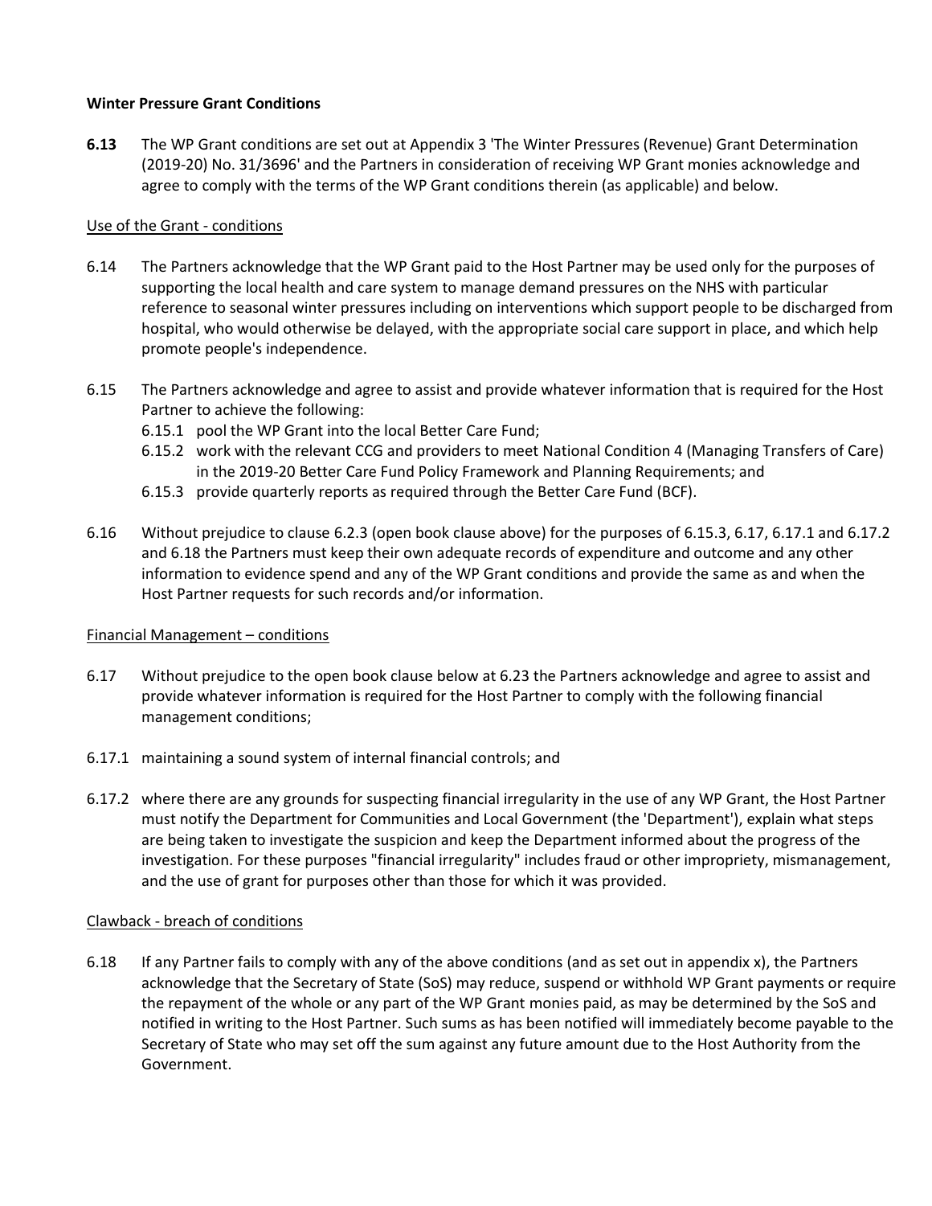**Winter Pressure Grant Conditions**

**6.13** The WP Grant conditions are set out at Appendix 3 'The Winter Pressures (Revenue) Grant Determination (2019-20) No. 31/3696' and the Partners in consideration of receiving WP Grant monies acknowledge and agree to comply with the terms of the WP Grant conditions therein (as applicable) and below.

Use of the Grant - conditions

6.14 The Partners acknowledge that the WP Grant paid to the Host Partner may be used only for the purposes of supporting the local health and care system to manage demand pressures on the NHS with particular reference to seasonal winter pressures including on interventions which support people to be discharged from hospital, who would otherwise be delayed, with the appropriate social care support in place, and which help promote people's independence.

6.15 The Partners acknowledge and agree to assist and provide whatever information that is required for the Host Partner to achieve the following:

6.15.1 pool the WP Grant into the local Better Care Fund;

6.15.2 work with the relevant CCG and providers to meet National Condition 4 (Managing Transfers of Care) in the 2019-20 Better Care Fund Policy Framework and Planning Requirements; and

6.15.3 provide quarterly reports as required through the Better Care Fund (BCF).

6.16 Without prejudice to clause 6.2.3 (open book clause above) for the purposes of 6.15.3, 6.17, 6.17.1 and 6.17.2 and 6.18 the Partners must keep their own adequate records of expenditure and outcome and any other information to evidence spend and any of the WP Grant conditions and provide the same as and when the Host Partner requests for such records and/or information.

Financial Management – conditions

6.17 Without prejudice to the open book clause below at 6.23 the Partners acknowledge and agree to assist and provide whatever information is required for the Host Partner to comply with the following financial management conditions;

6.17.1 maintaining a sound system of internal financial controls; and

6.17.2 where there are any grounds for suspecting financial irregularity in the use of any WP Grant, the Host Partner must notify the Department for Communities and Local Government (the 'Department'), explain what steps are being taken to investigate the suspicion and keep the Department informed about the progress of the investigation. For these purposes "financial irregularity" includes fraud or other impropriety, mismanagement, and the use of grant for purposes other than those for which it was provided.

Clawback - breach of conditions

6.18 If any Partner fails to comply with any of the above conditions (and as set out in appendix x), the Partners acknowledge that the Secretary of State (SoS) may reduce, suspend or withhold WP Grant payments or require the repayment of the whole or any part of the WP Grant monies paid, as may be determined by the SoS and notified in writing to the Host Partner. Such sums as has been notified will immediately become payable to the Secretary of State who may set off the sum against any future amount due to the Host Authority from the Government.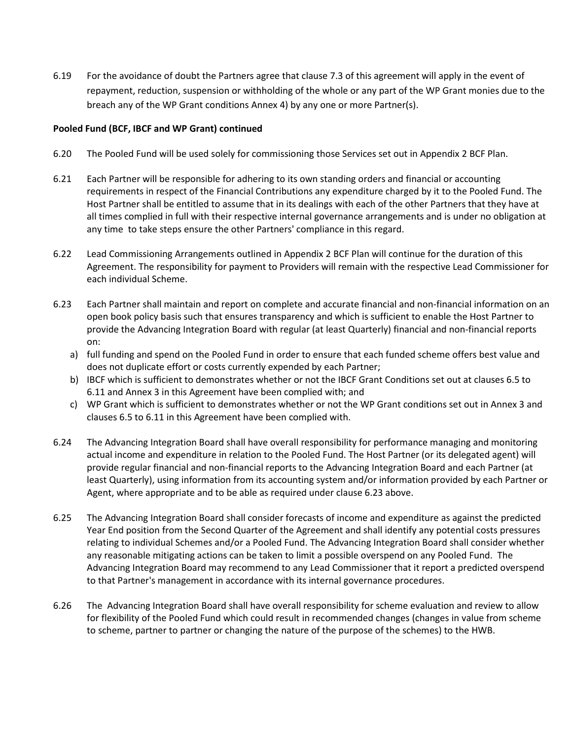6.19 For the avoidance of doubt the Partners agree that clause 7.3 of this agreement will apply in the event of repayment, reduction, suspension or withholding of the whole or any part of the WP Grant monies due to the breach any of the WP Grant conditions Annex 4) by any one or more Partner(s).

**Pooled Fund (BCF, IBCF and WP Grant) continued**

6.20 The Pooled Fund will be used solely for commissioning those Services set out in Appendix 2 BCF Plan.

6.21 Each Partner will be responsible for adhering to its own standing orders and financial or accounting requirements in respect of the Financial Contributions any expenditure charged by it to the Pooled Fund. The Host Partner shall be entitled to assume that in its dealings with each of the other Partners that they have at all times complied in full with their respective internal governance arrangements and is under no obligation at any time to take steps ensure the other Partners' compliance in this regard.

6.22 Lead Commissioning Arrangements outlined in Appendix 2 BCF Plan will continue for the duration of this Agreement. The responsibility for payment to Providers will remain with the respective Lead Commissioner for each individual Scheme.

6.23 Each Partner shall maintain and report on complete and accurate financial and non-financial information on an open book policy basis such that ensures transparency and which is sufficient to enable the Host Partner to provide the Advancing Integration Board with regular (at least Quarterly) financial and non-financial reports on:

a) full funding and spend on the Pooled Fund in order to ensure that each funded scheme offers best value and does not duplicate effort or costs currently expended by each Partner;
b) IBCF which is sufficient to demonstrates whether or not the IBCF Grant Conditions set out at clauses 6.5 to 6.11 and Annex 3 in this Agreement have been complied with; and
c) WP Grant which is sufficient to demonstrates whether or not the WP Grant conditions set out in Annex 3 and clauses 6.5 to 6.11 in this Agreement have been complied with.

6.24 The Advancing Integration Board shall have overall responsibility for performance managing and monitoring actual income and expenditure in relation to the Pooled Fund. The Host Partner (or its delegated agent) will provide regular financial and non-financial reports to the Advancing Integration Board and each Partner (at least Quarterly), using information from its accounting system and/or information provided by each Partner or Agent, where appropriate and to be able as required under clause 6.23 above.

6.25 The Advancing Integration Board shall consider forecasts of income and expenditure as against the predicted Year End position from the Second Quarter of the Agreement and shall identify any potential costs pressures relating to individual Schemes and/or a Pooled Fund. The Advancing Integration Board shall consider whether any reasonable mitigating actions can be taken to limit a possible overspend on any Pooled Fund. The Advancing Integration Board may recommend to any Lead Commissioner that it report a predicted overspend to that Partner's management in accordance with its internal governance procedures.

6.26 The Advancing Integration Board shall have overall responsibility for scheme evaluation and review to allow for flexibility of the Pooled Fund which could result in recommended changes (changes in value from scheme to scheme, partner to partner or changing the nature of the purpose of the schemes) to the HWB.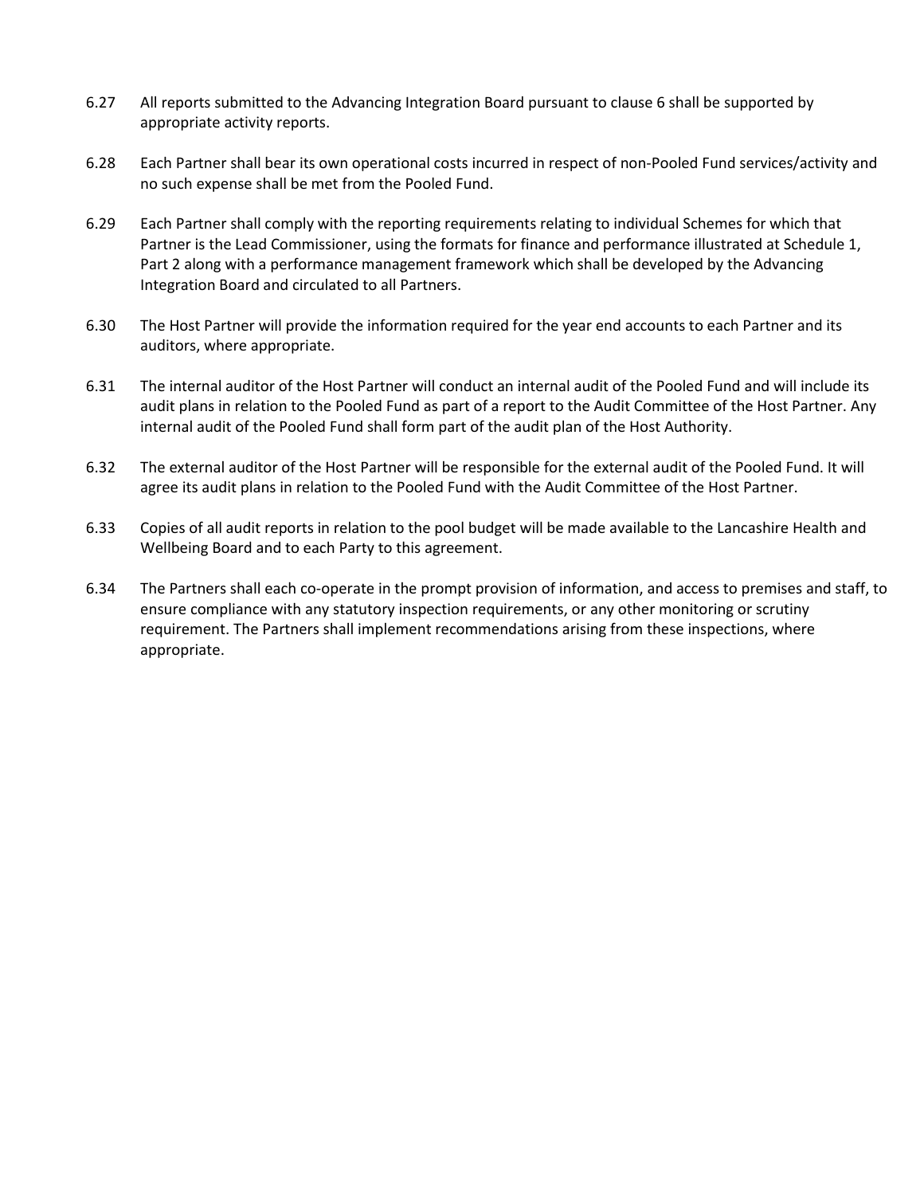6.27 All reports submitted to the Advancing Integration Board pursuant to clause 6 shall be supported by appropriate activity reports.

6.28 Each Partner shall bear its own operational costs incurred in respect of non-Pooled Fund services/activity and no such expense shall be met from the Pooled Fund.

6.29 Each Partner shall comply with the reporting requirements relating to individual Schemes for which that Partner is the Lead Commissioner, using the formats for finance and performance illustrated at Schedule 1, Part 2 along with a performance management framework which shall be developed by the Advancing Integration Board and circulated to all Partners.

6.30 The Host Partner will provide the information required for the year end accounts to each Partner and its auditors, where appropriate.

6.31 The internal auditor of the Host Partner will conduct an internal audit of the Pooled Fund and will include its audit plans in relation to the Pooled Fund as part of a report to the Audit Committee of the Host Partner. Any internal audit of the Pooled Fund shall form part of the audit plan of the Host Authority.

6.32 The external auditor of the Host Partner will be responsible for the external audit of the Pooled Fund. It will agree its audit plans in relation to the Pooled Fund with the Audit Committee of the Host Partner.

6.33 Copies of all audit reports in relation to the pool budget will be made available to the Lancashire Health and Wellbeing Board and to each Party to this agreement.

6.34 The Partners shall each co-operate in the prompt provision of information, and access to premises and staff, to ensure compliance with any statutory inspection requirements, or any other monitoring or scrutiny requirement. The Partners shall implement recommendations arising from these inspections, where appropriate.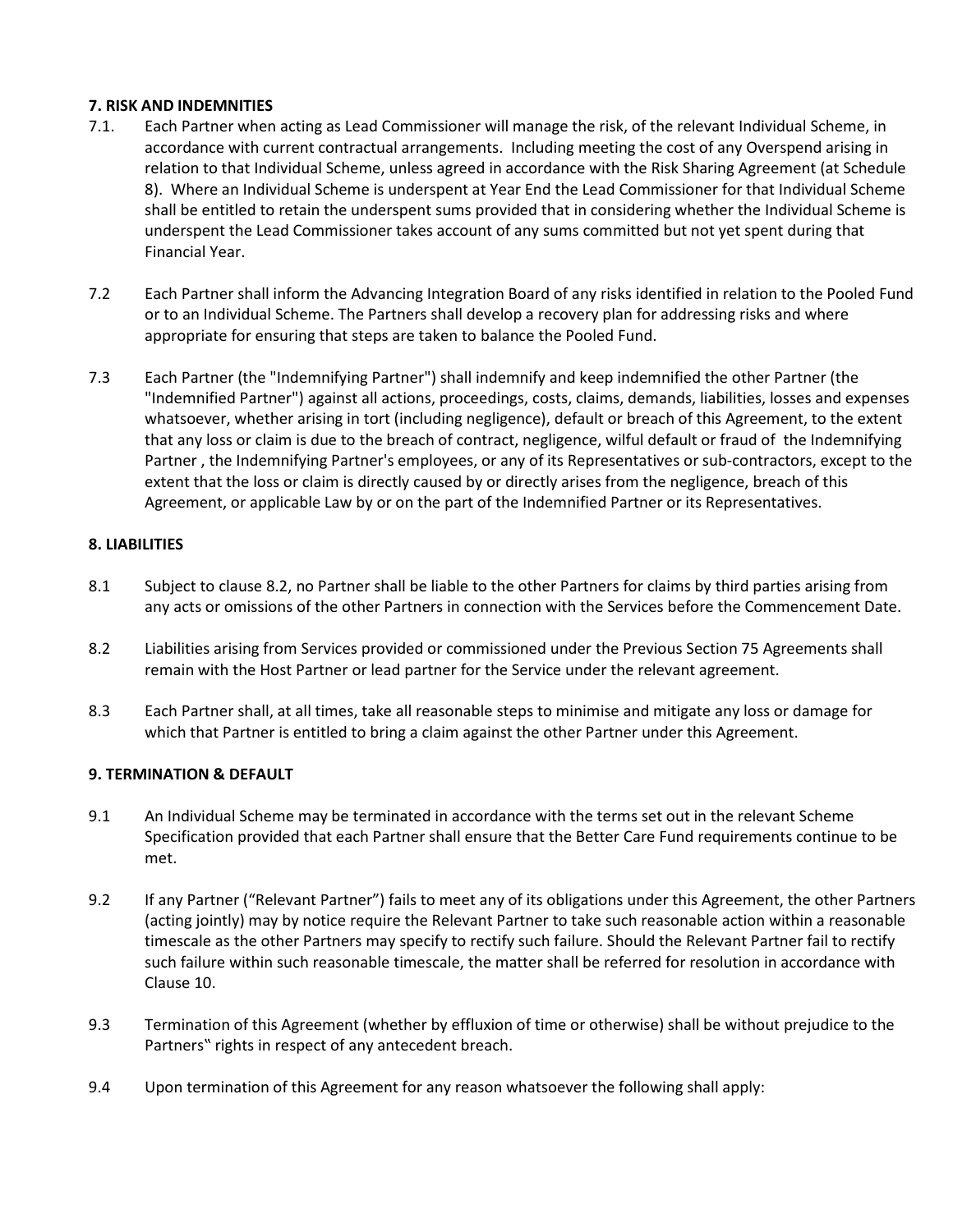### 7. RISK AND INDEMNITIES

7.1. Each Partner when acting as Lead Commissioner will manage the risk, of the relevant Individual Scheme, in accordance with current contractual arrangements. Including meeting the cost of any Overspend arising in relation to that Individual Scheme, unless agreed in accordance with the Risk Sharing Agreement (at Schedule 8). Where an Individual Scheme is underspent at Year End the Lead Commissioner for that Individual Scheme shall be entitled to retain the underspent sums provided that in considering whether the Individual Scheme is underspent the Lead Commissioner takes account of any sums committed but not yet spent during that Financial Year.

7.2 Each Partner shall inform the Advancing Integration Board of any risks identified in relation to the Pooled Fund or to an Individual Scheme. The Partners shall develop a recovery plan for addressing risks and where appropriate for ensuring that steps are taken to balance the Pooled Fund.

7.3 Each Partner (the "Indemnifying Partner") shall indemnify and keep indemnified the other Partner (the "Indemnified Partner") against all actions, proceedings, costs, claims, demands, liabilities, losses and expenses whatsoever, whether arising in tort (including negligence), default or breach of this Agreement, to the extent that any loss or claim is due to the breach of contract, negligence, wilful default or fraud of the Indemnifying Partner , the Indemnifying Partner's employees, or any of its Representatives or sub-contractors, except to the extent that the loss or claim is directly caused by or directly arises from the negligence, breach of this Agreement, or applicable Law by or on the part of the Indemnified Partner or its Representatives.

### 8. LIABILITIES

8.1 Subject to clause 8.2, no Partner shall be liable to the other Partners for claims by third parties arising from any acts or omissions of the other Partners in connection with the Services before the Commencement Date.

8.2 Liabilities arising from Services provided or commissioned under the Previous Section 75 Agreements shall remain with the Host Partner or lead partner for the Service under the relevant agreement.

8.3 Each Partner shall, at all times, take all reasonable steps to minimise and mitigate any loss or damage for which that Partner is entitled to bring a claim against the other Partner under this Agreement.

### 9. TERMINATION & DEFAULT

9.1 An Individual Scheme may be terminated in accordance with the terms set out in the relevant Scheme Specification provided that each Partner shall ensure that the Better Care Fund requirements continue to be met.

9.2 If any Partner ("Relevant Partner") fails to meet any of its obligations under this Agreement, the other Partners (acting jointly) may by notice require the Relevant Partner to take such reasonable action within a reasonable timescale as the other Partners may specify to rectify such failure. Should the Relevant Partner fail to rectify such failure within such reasonable timescale, the matter shall be referred for resolution in accordance with Clause 10.

9.3 Termination of this Agreement (whether by effluxion of time or otherwise) shall be without prejudice to the Partners‟ rights in respect of any antecedent breach.

9.4 Upon termination of this Agreement for any reason whatsoever the following shall apply: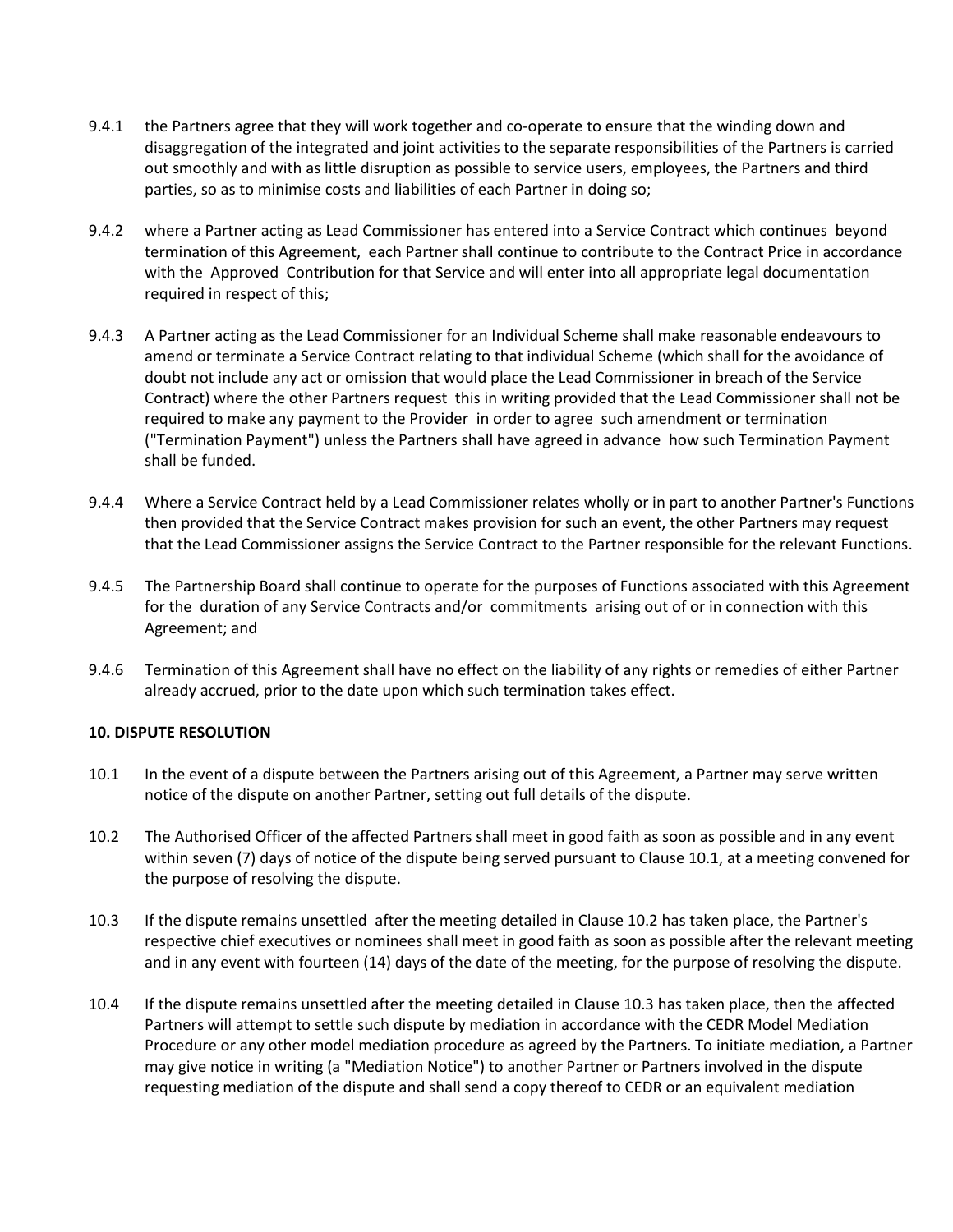9.4.1 the Partners agree that they will work together and co-operate to ensure that the winding down and disaggregation of the integrated and joint activities to the separate responsibilities of the Partners is carried out smoothly and with as little disruption as possible to service users, employees, the Partners and third parties, so as to minimise costs and liabilities of each Partner in doing so;

9.4.2 where a Partner acting as Lead Commissioner has entered into a Service Contract which continues beyond termination of this Agreement, each Partner shall continue to contribute to the Contract Price in accordance with the Approved Contribution for that Service and will enter into all appropriate legal documentation required in respect of this;

9.4.3 A Partner acting as the Lead Commissioner for an Individual Scheme shall make reasonable endeavours to amend or terminate a Service Contract relating to that individual Scheme (which shall for the avoidance of doubt not include any act or omission that would place the Lead Commissioner in breach of the Service Contract) where the other Partners request this in writing provided that the Lead Commissioner shall not be required to make any payment to the Provider in order to agree such amendment or termination ("Termination Payment") unless the Partners shall have agreed in advance how such Termination Payment shall be funded.

9.4.4 Where a Service Contract held by a Lead Commissioner relates wholly or in part to another Partner's Functions then provided that the Service Contract makes provision for such an event, the other Partners may request that the Lead Commissioner assigns the Service Contract to the Partner responsible for the relevant Functions.

9.4.5 The Partnership Board shall continue to operate for the purposes of Functions associated with this Agreement for the duration of any Service Contracts and/or commitments arising out of or in connection with this Agreement; and

9.4.6 Termination of this Agreement shall have no effect on the liability of any rights or remedies of either Partner already accrued, prior to the date upon which such termination takes effect.

**10. DISPUTE RESOLUTION**

10.1 In the event of a dispute between the Partners arising out of this Agreement, a Partner may serve written notice of the dispute on another Partner, setting out full details of the dispute.

10.2 The Authorised Officer of the affected Partners shall meet in good faith as soon as possible and in any event within seven (7) days of notice of the dispute being served pursuant to Clause 10.1, at a meeting convened for the purpose of resolving the dispute.

10.3 If the dispute remains unsettled after the meeting detailed in Clause 10.2 has taken place, the Partner's respective chief executives or nominees shall meet in good faith as soon as possible after the relevant meeting and in any event with fourteen (14) days of the date of the meeting, for the purpose of resolving the dispute.

10.4 If the dispute remains unsettled after the meeting detailed in Clause 10.3 has taken place, then the affected Partners will attempt to settle such dispute by mediation in accordance with the CEDR Model Mediation Procedure or any other model mediation procedure as agreed by the Partners. To initiate mediation, a Partner may give notice in writing (a "Mediation Notice") to another Partner or Partners involved in the dispute requesting mediation of the dispute and shall send a copy thereof to CEDR or an equivalent mediation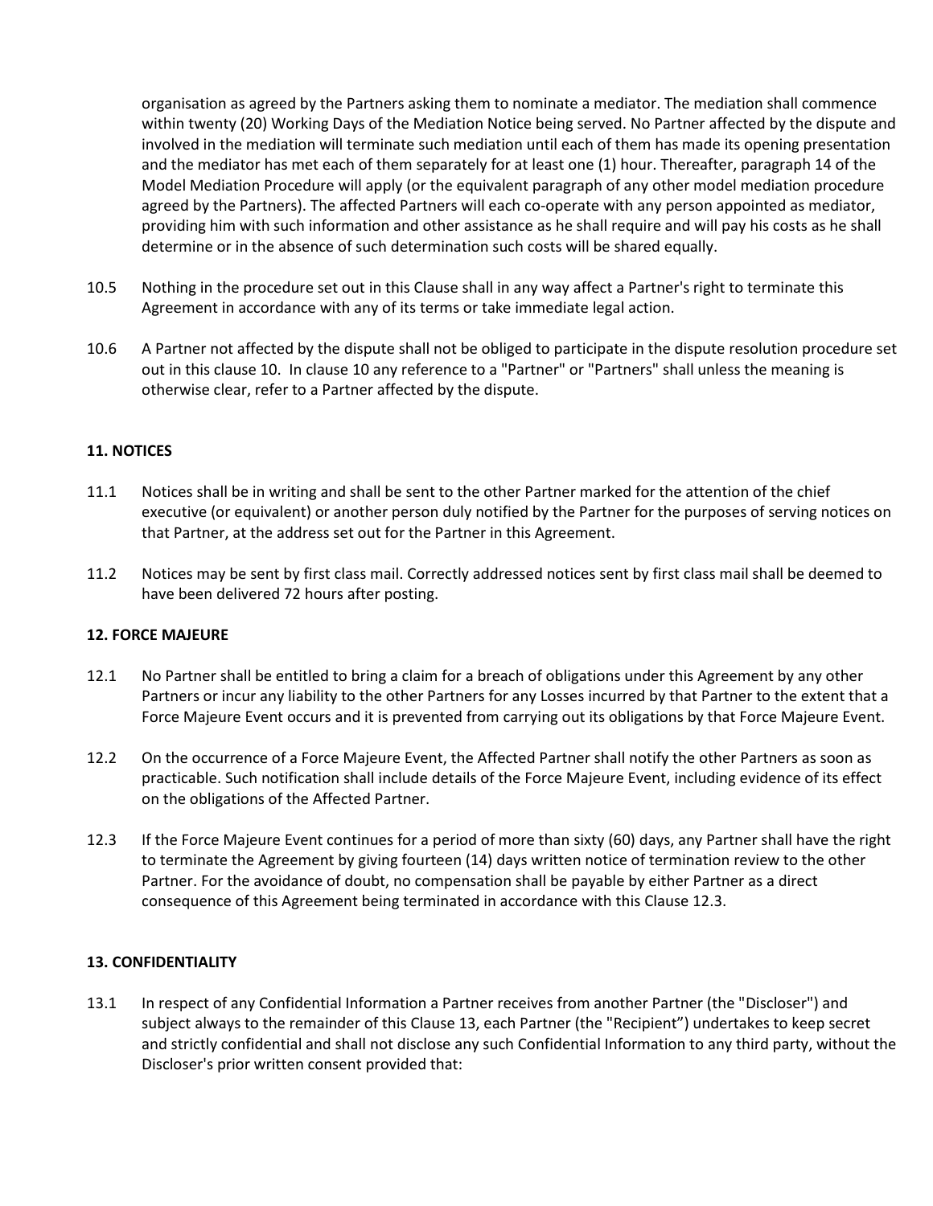organisation as agreed by the Partners asking them to nominate a mediator. The mediation shall commence within twenty (20) Working Days of the Mediation Notice being served. No Partner affected by the dispute and involved in the mediation will terminate such mediation until each of them has made its opening presentation and the mediator has met each of them separately for at least one (1) hour. Thereafter, paragraph 14 of the Model Mediation Procedure will apply (or the equivalent paragraph of any other model mediation procedure agreed by the Partners). The affected Partners will each co-operate with any person appointed as mediator, providing him with such information and other assistance as he shall require and will pay his costs as he shall determine or in the absence of such determination such costs will be shared equally.

10.5 Nothing in the procedure set out in this Clause shall in any way affect a Partner's right to terminate this Agreement in accordance with any of its terms or take immediate legal action.

10.6 A Partner not affected by the dispute shall not be obliged to participate in the dispute resolution procedure set out in this clause 10. In clause 10 any reference to a "Partner" or "Partners" shall unless the meaning is otherwise clear, refer to a Partner affected by the dispute.

**11. NOTICES**

11.1 Notices shall be in writing and shall be sent to the other Partner marked for the attention of the chief executive (or equivalent) or another person duly notified by the Partner for the purposes of serving notices on that Partner, at the address set out for the Partner in this Agreement.

11.2 Notices may be sent by first class mail. Correctly addressed notices sent by first class mail shall be deemed to have been delivered 72 hours after posting.

**12. FORCE MAJEURE**

12.1 No Partner shall be entitled to bring a claim for a breach of obligations under this Agreement by any other Partners or incur any liability to the other Partners for any Losses incurred by that Partner to the extent that a Force Majeure Event occurs and it is prevented from carrying out its obligations by that Force Majeure Event.

12.2 On the occurrence of a Force Majeure Event, the Affected Partner shall notify the other Partners as soon as practicable. Such notification shall include details of the Force Majeure Event, including evidence of its effect on the obligations of the Affected Partner.

12.3 If the Force Majeure Event continues for a period of more than sixty (60) days, any Partner shall have the right to terminate the Agreement by giving fourteen (14) days written notice of termination review to the other Partner. For the avoidance of doubt, no compensation shall be payable by either Partner as a direct consequence of this Agreement being terminated in accordance with this Clause 12.3.

**13. CONFIDENTIALITY**

13.1 In respect of any Confidential Information a Partner receives from another Partner (the "Discloser") and subject always to the remainder of this Clause 13, each Partner (the "Recipient") undertakes to keep secret and strictly confidential and shall not disclose any such Confidential Information to any third party, without the Discloser's prior written consent provided that: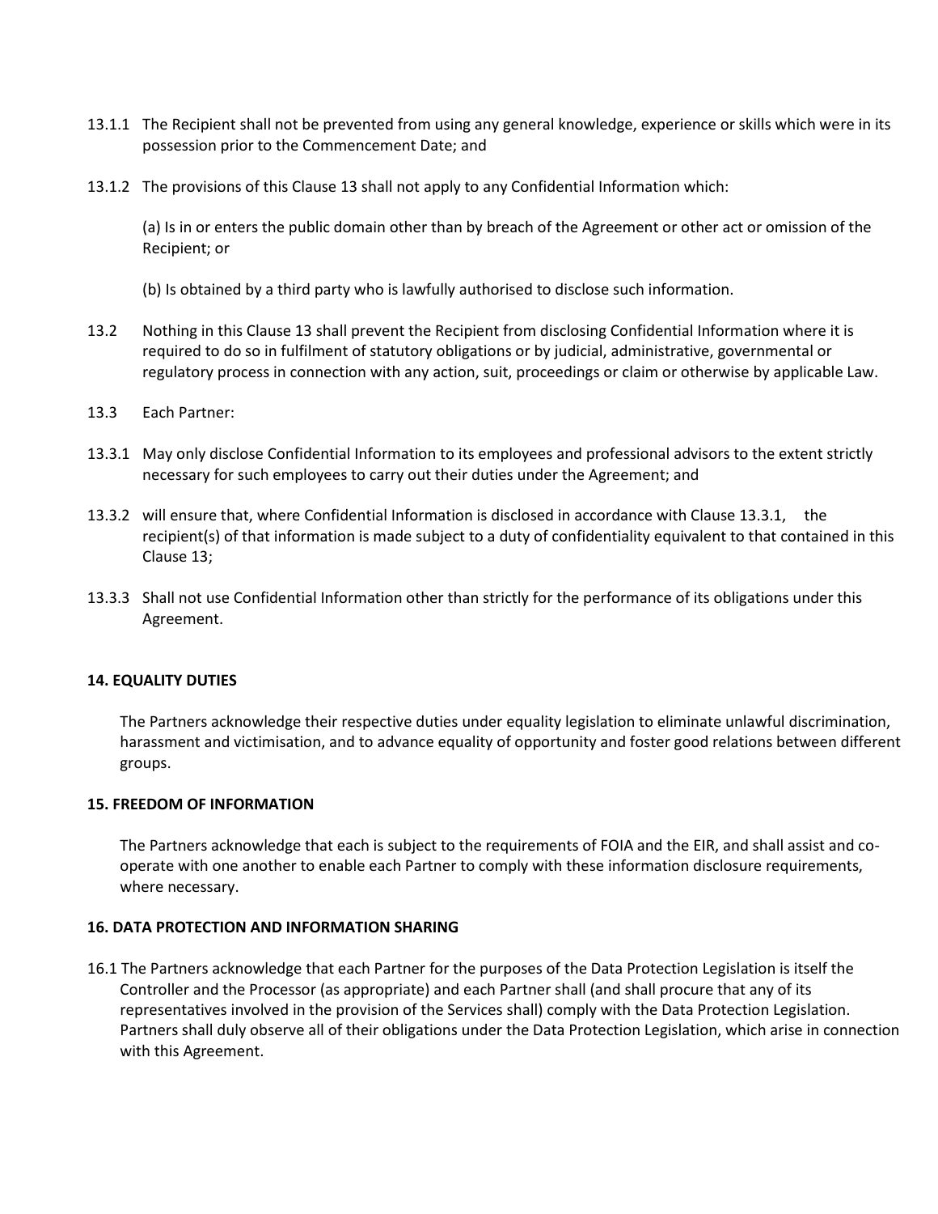13.1.1 The Recipient shall not be prevented from using any general knowledge, experience or skills which were in its possession prior to the Commencement Date; and

13.1.2 The provisions of this Clause 13 shall not apply to any Confidential Information which:

(a) Is in or enters the public domain other than by breach of the Agreement or other act or omission of the Recipient; or

(b) Is obtained by a third party who is lawfully authorised to disclose such information.

13.2 Nothing in this Clause 13 shall prevent the Recipient from disclosing Confidential Information where it is required to do so in fulfilment of statutory obligations or by judicial, administrative, governmental or regulatory process in connection with any action, suit, proceedings or claim or otherwise by applicable Law.

13.3 Each Partner:

13.3.1 May only disclose Confidential Information to its employees and professional advisors to the extent strictly necessary for such employees to carry out their duties under the Agreement; and

13.3.2 will ensure that, where Confidential Information is disclosed in accordance with Clause 13.3.1, the recipient(s) of that information is made subject to a duty of confidentiality equivalent to that contained in this Clause 13;

13.3.3 Shall not use Confidential Information other than strictly for the performance of its obligations under this Agreement.

**14. EQUALITY DUTIES**

The Partners acknowledge their respective duties under equality legislation to eliminate unlawful discrimination, harassment and victimisation, and to advance equality of opportunity and foster good relations between different groups.

**15. FREEDOM OF INFORMATION**

The Partners acknowledge that each is subject to the requirements of FOIA and the EIR, and shall assist and co-operate with one another to enable each Partner to comply with these information disclosure requirements, where necessary.

**16. DATA PROTECTION AND INFORMATION SHARING**

16.1 The Partners acknowledge that each Partner for the purposes of the Data Protection Legislation is itself the Controller and the Processor (as appropriate) and each Partner shall (and shall procure that any of its representatives involved in the provision of the Services shall) comply with the Data Protection Legislation. Partners shall duly observe all of their obligations under the Data Protection Legislation, which arise in connection with this Agreement.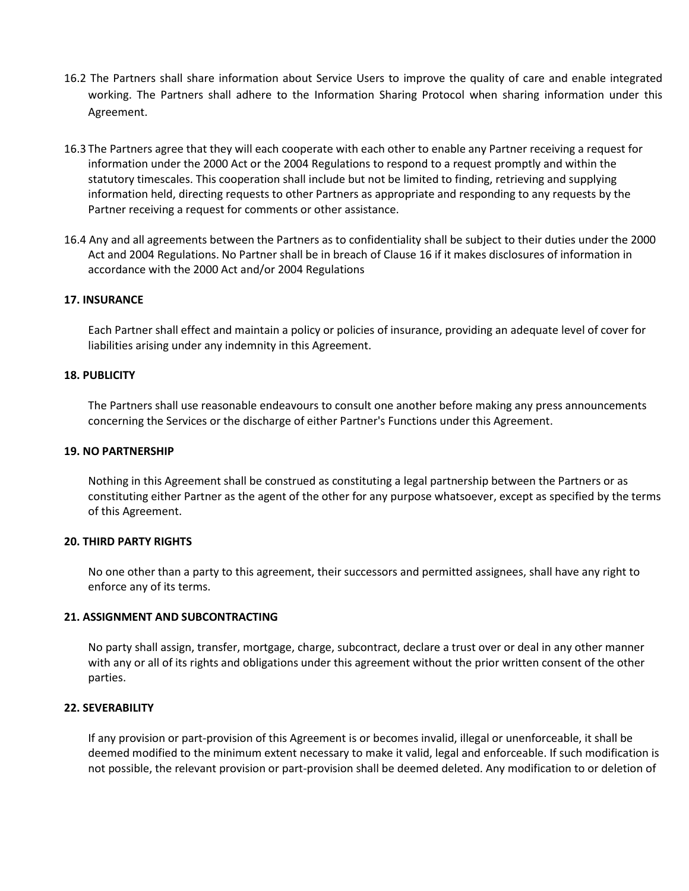16.2 The Partners shall share information about Service Users to improve the quality of care and enable integrated working. The Partners shall adhere to the Information Sharing Protocol when sharing information under this Agreement.

16.3 The Partners agree that they will each cooperate with each other to enable any Partner receiving a request for information under the 2000 Act or the 2004 Regulations to respond to a request promptly and within the statutory timescales. This cooperation shall include but not be limited to finding, retrieving and supplying information held, directing requests to other Partners as appropriate and responding to any requests by the Partner receiving a request for comments or other assistance.

16.4 Any and all agreements between the Partners as to confidentiality shall be subject to their duties under the 2000 Act and 2004 Regulations. No Partner shall be in breach of Clause 16 if it makes disclosures of information in accordance with the 2000 Act and/or 2004 Regulations

**17. INSURANCE**

Each Partner shall effect and maintain a policy or policies of insurance, providing an adequate level of cover for liabilities arising under any indemnity in this Agreement.

**18. PUBLICITY**

The Partners shall use reasonable endeavours to consult one another before making any press announcements concerning the Services or the discharge of either Partner's Functions under this Agreement.

**19. NO PARTNERSHIP**

Nothing in this Agreement shall be construed as constituting a legal partnership between the Partners or as constituting either Partner as the agent of the other for any purpose whatsoever, except as specified by the terms of this Agreement.

**20. THIRD PARTY RIGHTS**

No one other than a party to this agreement, their successors and permitted assignees, shall have any right to enforce any of its terms.

**21. ASSIGNMENT AND SUBCONTRACTING**

No party shall assign, transfer, mortgage, charge, subcontract, declare a trust over or deal in any other manner with any or all of its rights and obligations under this agreement without the prior written consent of the other parties.

**22. SEVERABILITY**

If any provision or part-provision of this Agreement is or becomes invalid, illegal or unenforceable, it shall be deemed modified to the minimum extent necessary to make it valid, legal and enforceable. If such modification is not possible, the relevant provision or part-provision shall be deemed deleted. Any modification to or deletion of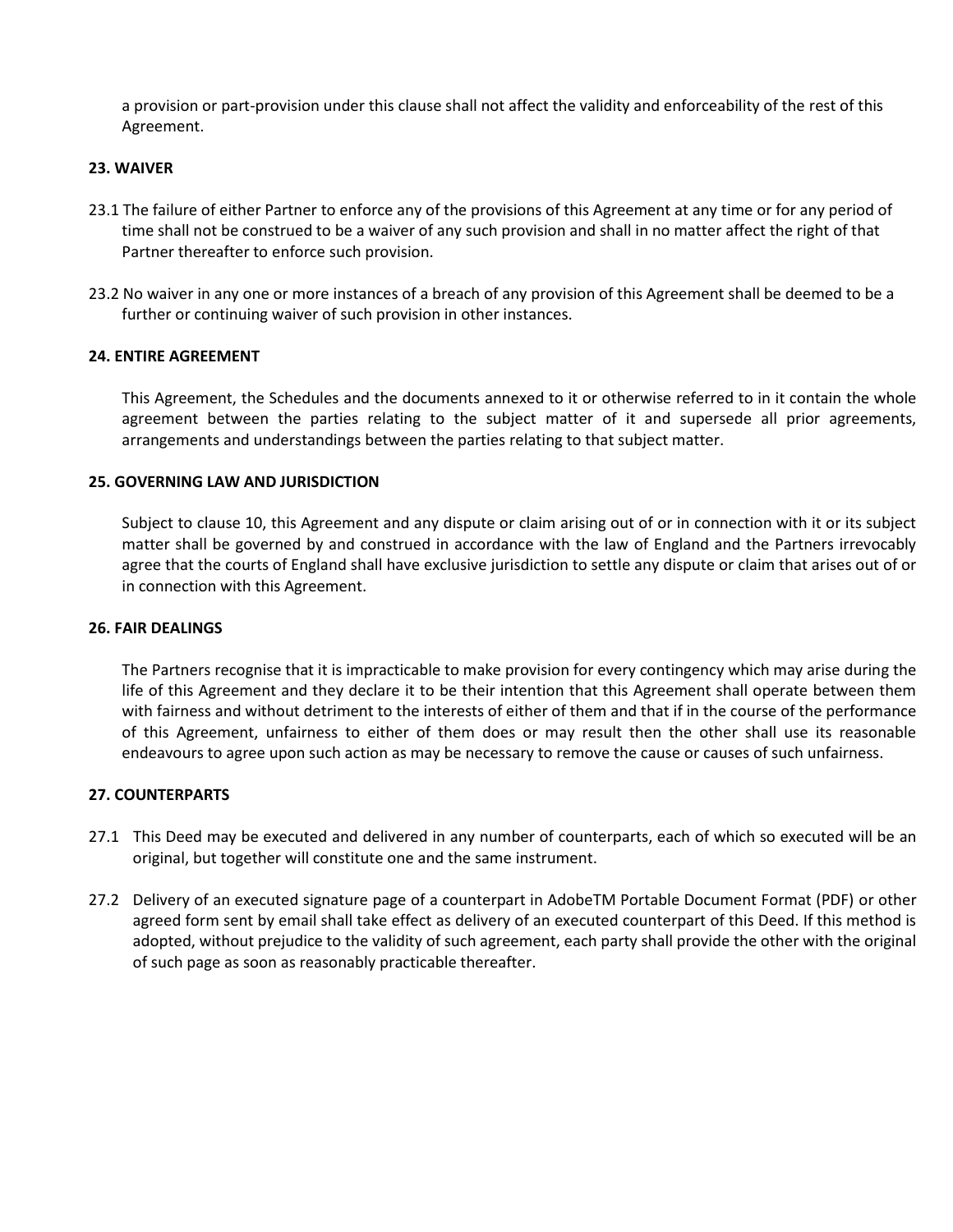a provision or part-provision under this clause shall not affect the validity and enforceability of the rest of this Agreement.

**23. WAIVER**

23.1 The failure of either Partner to enforce any of the provisions of this Agreement at any time or for any period of time shall not be construed to be a waiver of any such provision and shall in no matter affect the right of that Partner thereafter to enforce such provision.

23.2 No waiver in any one or more instances of a breach of any provision of this Agreement shall be deemed to be a further or continuing waiver of such provision in other instances.

**24. ENTIRE AGREEMENT**

This Agreement, the Schedules and the documents annexed to it or otherwise referred to in it contain the whole agreement between the parties relating to the subject matter of it and supersede all prior agreements, arrangements and understandings between the parties relating to that subject matter.

**25. GOVERNING LAW AND JURISDICTION**

Subject to clause 10, this Agreement and any dispute or claim arising out of or in connection with it or its subject matter shall be governed by and construed in accordance with the law of England and the Partners irrevocably agree that the courts of England shall have exclusive jurisdiction to settle any dispute or claim that arises out of or in connection with this Agreement.

**26. FAIR DEALINGS**

The Partners recognise that it is impracticable to make provision for every contingency which may arise during the life of this Agreement and they declare it to be their intention that this Agreement shall operate between them with fairness and without detriment to the interests of either of them and that if in the course of the performance of this Agreement, unfairness to either of them does or may result then the other shall use its reasonable endeavours to agree upon such action as may be necessary to remove the cause or causes of such unfairness.

**27. COUNTERPARTS**

27.1 This Deed may be executed and delivered in any number of counterparts, each of which so executed will be an original, but together will constitute one and the same instrument.

27.2 Delivery of an executed signature page of a counterpart in AdobeTM Portable Document Format (PDF) or other agreed form sent by email shall take effect as delivery of an executed counterpart of this Deed. If this method is adopted, without prejudice to the validity of such agreement, each party shall provide the other with the original of such page as soon as reasonably practicable thereafter.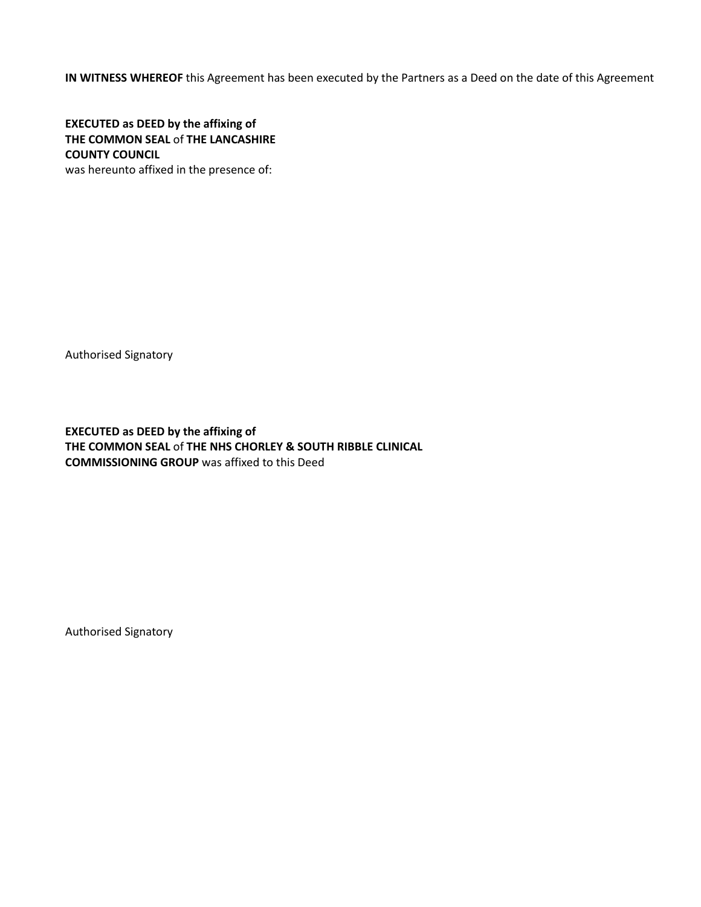**IN WITNESS WHEREOF** this Agreement has been executed by the Partners as a Deed on the date of this Agreement

**EXECUTED as DEED by the affixing of**
**THE COMMON SEAL** of **THE LANCASHIRE COUNTY COUNCIL**
was hereunto affixed in the presence of:

Authorised Signatory

**EXECUTED as DEED by the affixing of**
**THE COMMON SEAL** of **THE NHS CHORLEY & SOUTH RIBBLE CLINICAL COMMISSIONING GROUP** was affixed to this Deed

Authorised Signatory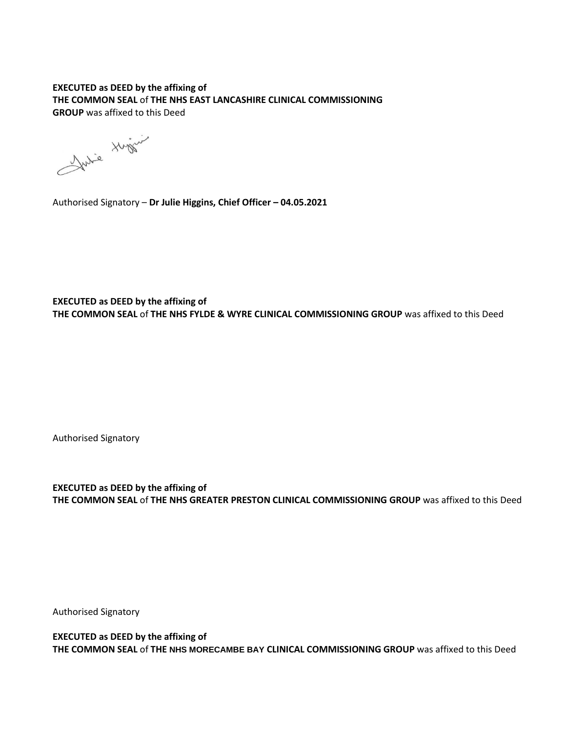**EXECUTED as DEED by the affixing of**
**THE COMMON SEAL** of **THE NHS EAST LANCASHIRE CLINICAL COMMISSIONING GROUP** was affixed to this Deed

Authorised Signatory – **Dr Julie Higgins, Chief Officer – 04.05.2021**

**EXECUTED as DEED by the affixing of**
**THE COMMON SEAL** of **THE NHS FYLDE & WYRE CLINICAL COMMISSIONING GROUP** was affixed to this Deed

Authorised Signatory

**EXECUTED as DEED by the affixing of**
**THE COMMON SEAL** of **THE NHS GREATER PRESTON CLINICAL COMMISSIONING GROUP** was affixed to this Deed

Authorised Signatory

**EXECUTED as DEED by the affixing of**
**THE COMMON SEAL** of **THE NHS MORECAMBE BAY CLINICAL COMMISSIONING GROUP** was affixed to this Deed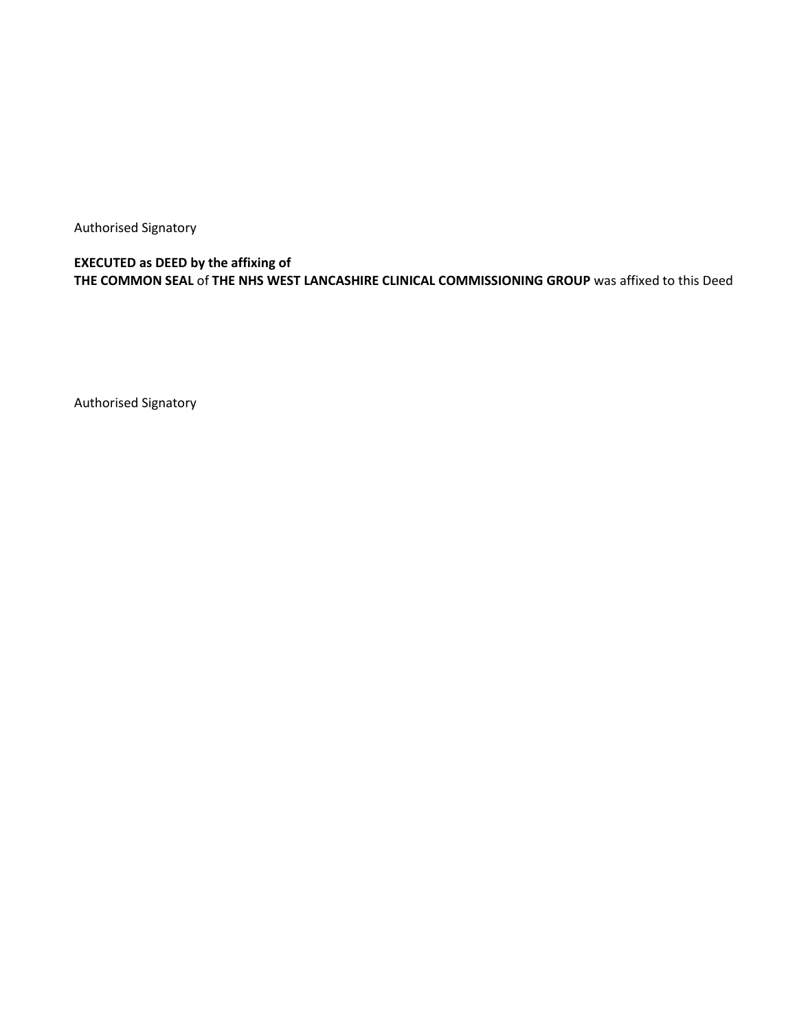Authorised Signatory

**EXECUTED as DEED by the affixing of**
**THE COMMON SEAL** of **THE NHS WEST LANCASHIRE CLINICAL COMMISSIONING GROUP** was affixed to this Deed

Authorised Signatory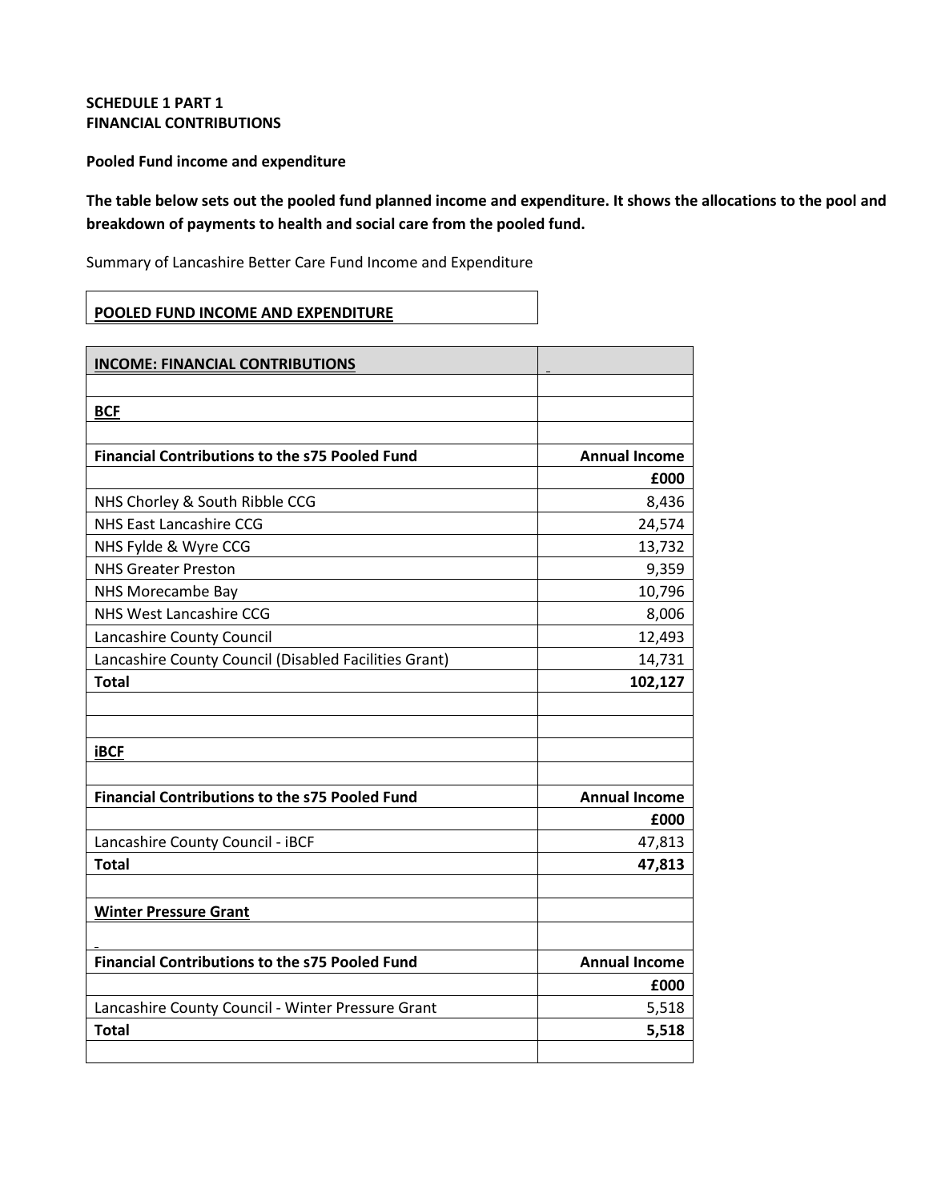**SCHEDULE 1 PART 1**
**FINANCIAL CONTRIBUTIONS**

**Pooled Fund income and expenditure**

**The table below sets out the pooled fund planned income and expenditure. It shows the allocations to the pool and breakdown of payments to health and social care from the pooled fund.**

Summary of Lancashire Better Care Fund Income and Expenditure

**POOLED FUND INCOME AND EXPENDITURE**

| **INCOME: FINANCIAL CONTRIBUTIONS** | |
|---|---|
| | |
| **BCF** | |
| | |
| **Financial Contributions to the s75 Pooled Fund** | **Annual Income** |
| | **£000** |
| NHS Chorley & South Ribble CCG | 8,436 |
| NHS East Lancashire CCG | 24,574 |
| NHS Fylde & Wyre CCG | 13,732 |
| NHS Greater Preston | 9,359 |
| NHS Morecambe Bay | 10,796 |
| NHS West Lancashire CCG | 8,006 |
| Lancashire County Council | 12,493 |
| Lancashire County Council (Disabled Facilities Grant) | 14,731 |
| **Total** | **102,127** |
| | |
| | |
| **iBCF** | |
| | |
| **Financial Contributions to the s75 Pooled Fund** | **Annual Income** |
| | **£000** |
| Lancashire County Council - iBCF | 47,813 |
| **Total** | **47,813** |
| | |
| **Winter Pressure Grant** | |
| | |
| **Financial Contributions to the s75 Pooled Fund** | **Annual Income** |
| | **£000** |
| Lancashire County Council - Winter Pressure Grant | 5,518 |
| **Total** | **5,518** |
| | |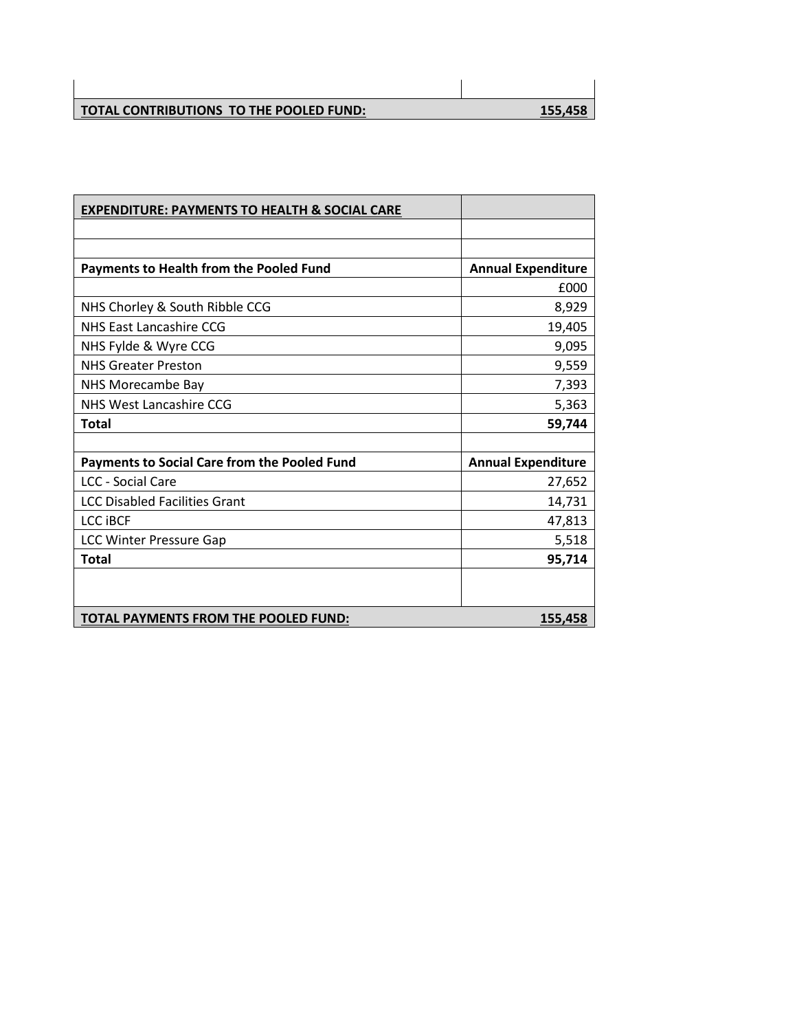| | |
|---|---|
| | |
| **TOTAL CONTRIBUTIONS TO THE POOLED FUND:** | **155,458** |

| **EXPENDITURE: PAYMENTS TO HEALTH & SOCIAL CARE** | |
|---|---|
| | |
| | |
| **Payments to Health from the Pooled Fund** | **Annual Expenditure** |
| | £000 |
| NHS Chorley & South Ribble CCG | 8,929 |
| NHS East Lancashire CCG | 19,405 |
| NHS Fylde & Wyre CCG | 9,095 |
| NHS Greater Preston | 9,559 |
| NHS Morecambe Bay | 7,393 |
| NHS West Lancashire CCG | 5,363 |
| **Total** | **59,744** |
| | |
| **Payments to Social Care from the Pooled Fund** | **Annual Expenditure** |
| LCC - Social Care | 27,652 |
| LCC Disabled Facilities Grant | 14,731 |
| LCC iBCF | 47,813 |
| LCC Winter Pressure Gap | 5,518 |
| **Total** | **95,714** |
| | |
| **TOTAL PAYMENTS FROM THE POOLED FUND:** | **155,458** |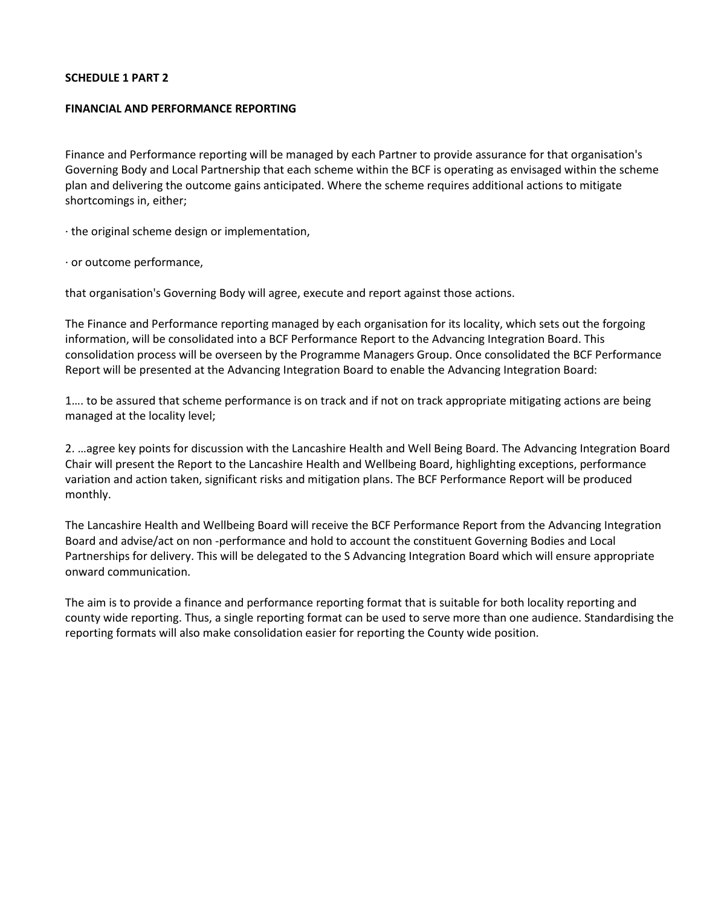**SCHEDULE 1 PART 2**

**FINANCIAL AND PERFORMANCE REPORTING**

Finance and Performance reporting will be managed by each Partner to provide assurance for that organisation's Governing Body and Local Partnership that each scheme within the BCF is operating as envisaged within the scheme plan and delivering the outcome gains anticipated. Where the scheme requires additional actions to mitigate shortcomings in, either;

· the original scheme design or implementation,

· or outcome performance,

that organisation's Governing Body will agree, execute and report against those actions.

The Finance and Performance reporting managed by each organisation for its locality, which sets out the forgoing information, will be consolidated into a BCF Performance Report to the Advancing Integration Board. This consolidation process will be overseen by the Programme Managers Group. Once consolidated the BCF Performance Report will be presented at the Advancing Integration Board to enable the Advancing Integration Board:

1…. to be assured that scheme performance is on track and if not on track appropriate mitigating actions are being managed at the locality level;

2. …agree key points for discussion with the Lancashire Health and Well Being Board. The Advancing Integration Board Chair will present the Report to the Lancashire Health and Wellbeing Board, highlighting exceptions, performance variation and action taken, significant risks and mitigation plans. The BCF Performance Report will be produced monthly.

The Lancashire Health and Wellbeing Board will receive the BCF Performance Report from the Advancing Integration Board and advise/act on non -performance and hold to account the constituent Governing Bodies and Local Partnerships for delivery. This will be delegated to the S Advancing Integration Board which will ensure appropriate onward communication.

The aim is to provide a finance and performance reporting format that is suitable for both locality reporting and county wide reporting. Thus, a single reporting format can be used to serve more than one audience. Standardising the reporting formats will also make consolidation easier for reporting the County wide position.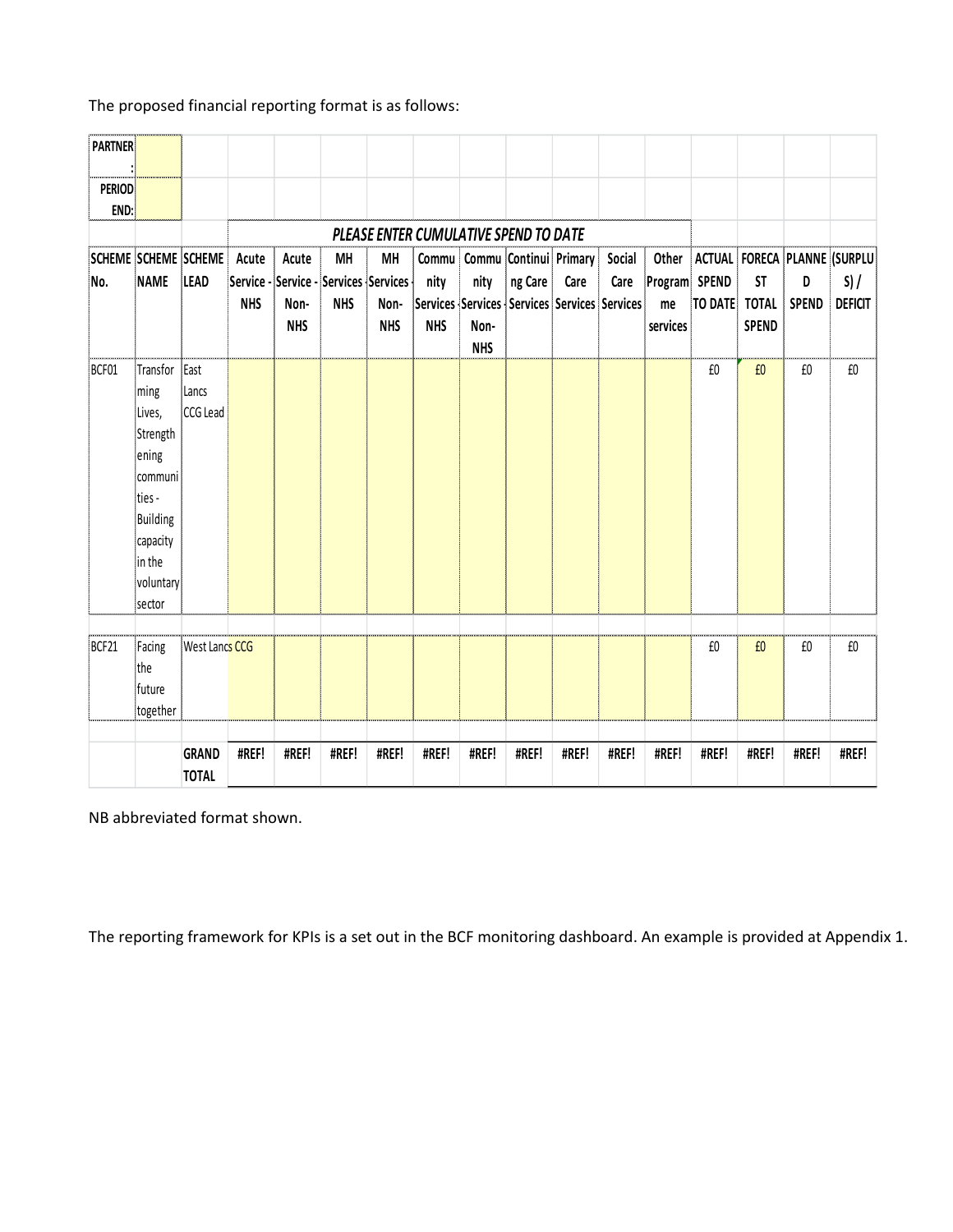The proposed financial reporting format is as follows:

| PARTNER: | | | | | | | | | | | | | | | |
|---|---|---|---|---|---|---|---|---|---|---|---|---|---|---|---|
| PERIOD END: | | | | | | | | | | | | | | | |
| | | | *PLEASE ENTER CUMULATIVE SPEND TO DATE* | | | | | | | | | | | | |
| **SCHEME No.** | **SCHEME NAME** | **SCHEME LEAD** | **Acute Service - NHS** | **Acute Service - Non-NHS** | **MH Services NHS** | **MH Services - Non-NHS** | **Community Services NHS** | **Community Services - Non-NHS** | **Continuing Care Services** | **Primary Care Services** | **Social Care Services** | **Other Programme services** | **ACTUAL SPEND TO DATE** | **FORECAST TOTAL SPEND** | **PLANNED SPEND** | **(SURPLUS) / DEFICIT** |
| BCF01 | Transforming Lives, Strengthening communities - Building capacity in the voluntary sector | East Lancs CCG Lead | | | | | | | | | | | £0 | £0 | £0 | £0 |
| BCF21 | Facing the future together | West Lancs CCG | | | | | | | | | | | £0 | £0 | £0 | £0 |
| | | **GRAND TOTAL** | **#REF!** | **#REF!** | **#REF!** | **#REF!** | **#REF!** | **#REF!** | **#REF!** | **#REF!** | **#REF!** | **#REF!** | **#REF!** | **#REF!** | **#REF!** | **#REF!** |

NB abbreviated format shown.

The reporting framework for KPIs is a set out in the BCF monitoring dashboard. An example is provided at Appendix 1.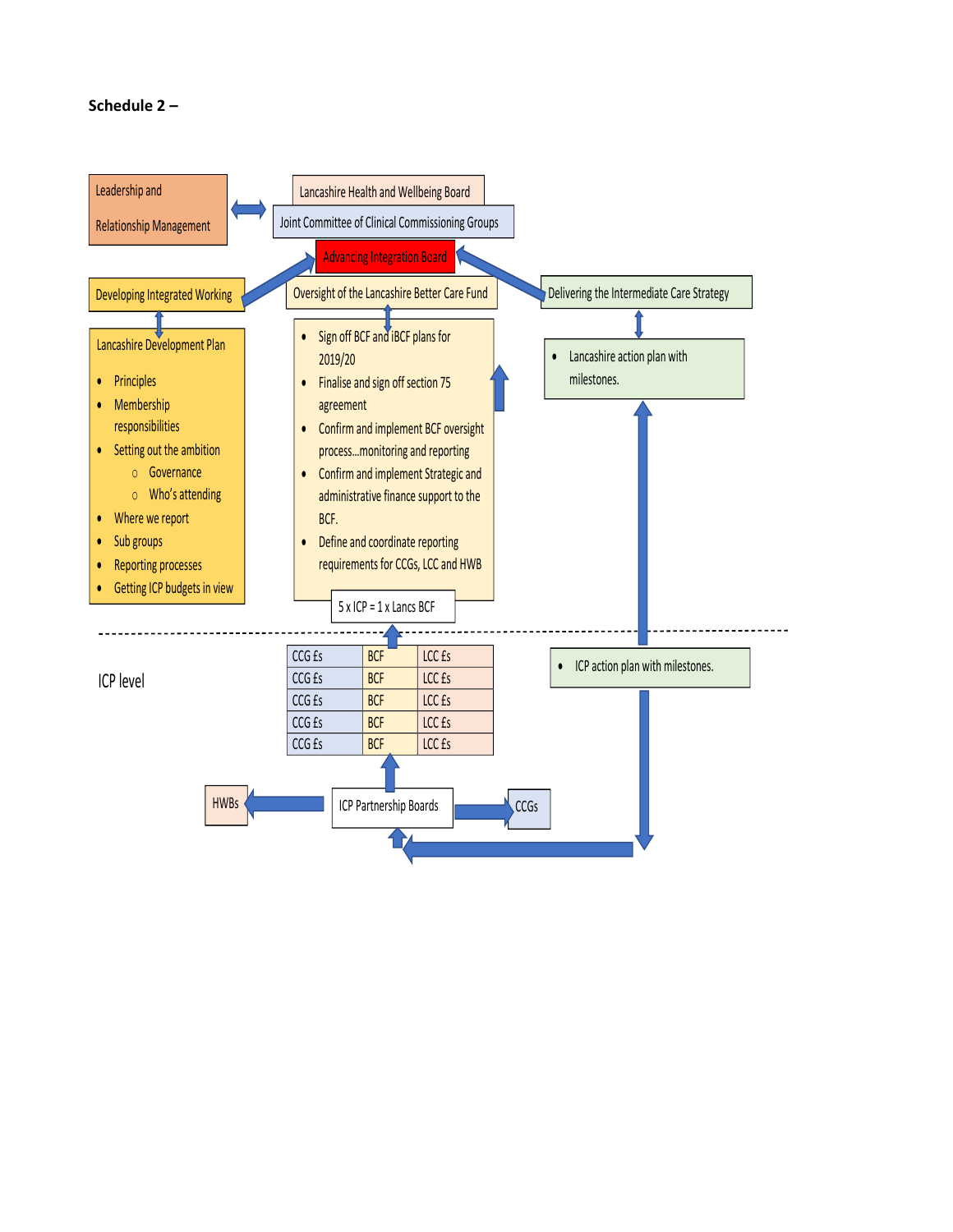**Schedule 2 –**

Leadership and Relationship Management

Lancashire Health and Wellbeing Board

Joint Committee of Clinical Commissioning Groups

Advancing Integration Board

Developing Integrated Working

Oversight of the Lancashire Better Care Fund

Delivering the Intermediate Care Strategy

Lancashire Development Plan

- Principles
- Membership responsibilities
- Setting out the ambition
  - Governance
  - Who's attending
- Where we report
- Sub groups
- Reporting processes
- Getting ICP budgets in view

- Sign off BCF and iBCF plans for 2019/20
- Finalise and sign off section 75 agreement
- Confirm and implement BCF oversight process…monitoring and reporting
- Confirm and implement Strategic and administrative finance support to the BCF.
- Define and coordinate reporting requirements for CCGs, LCC and HWB

5 x ICP = 1 x Lancs BCF

- Lancashire action plan with milestones.

ICP level

| CCG £s | BCF | LCC £s |
|---|---|---|
| CCG £s | BCF | LCC £s |
| CCG £s | BCF | LCC £s |
| CCG £s | BCF | LCC £s |
| CCG £s | BCF | LCC £s |

- ICP action plan with milestones.

HWBs

ICP Partnership Boards

CCGs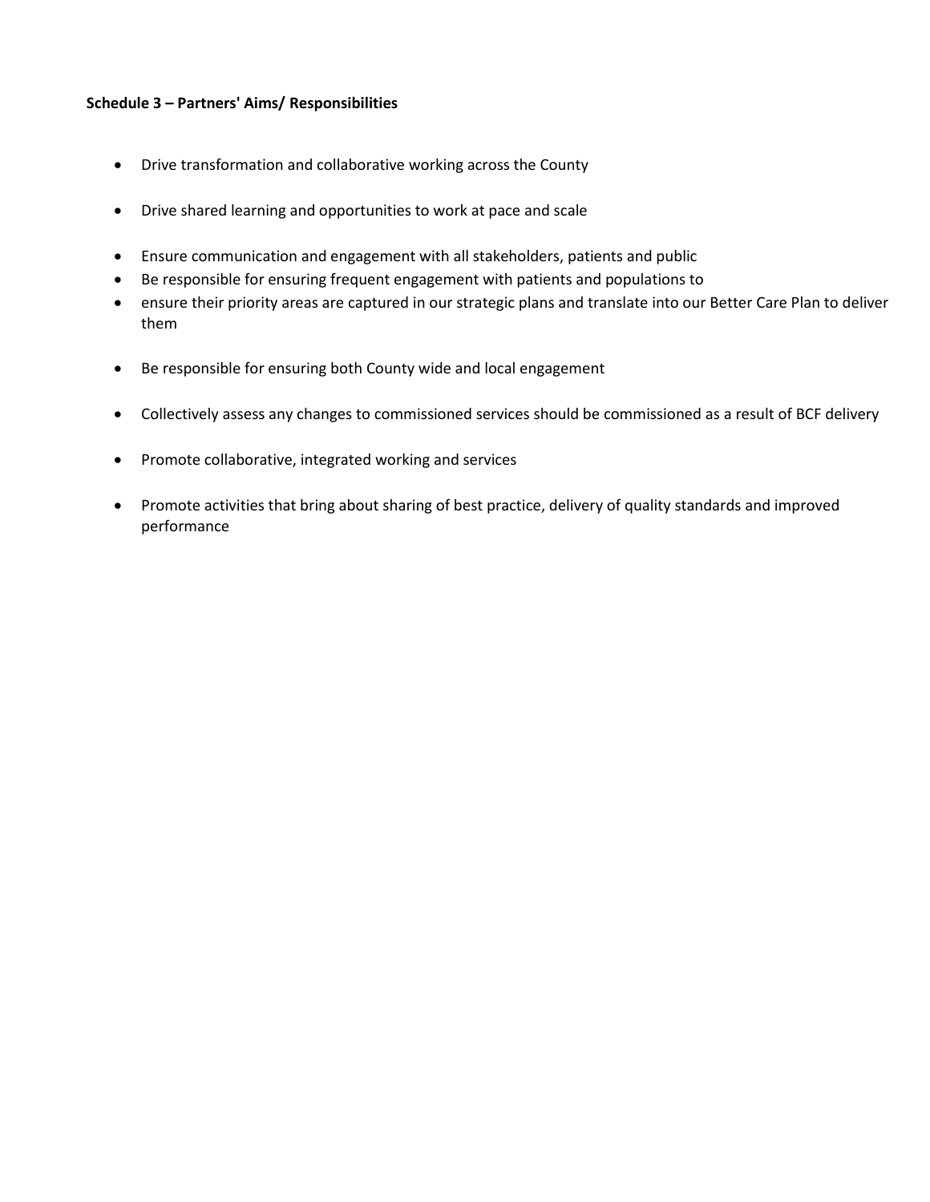**Schedule 3 – Partners' Aims/ Responsibilities**

- Drive transformation and collaborative working across the County
- Drive shared learning and opportunities to work at pace and scale
- Ensure communication and engagement with all stakeholders, patients and public
- Be responsible for ensuring frequent engagement with patients and populations to
- ensure their priority areas are captured in our strategic plans and translate into our Better Care Plan to deliver them
- Be responsible for ensuring both County wide and local engagement
- Collectively assess any changes to commissioned services should be commissioned as a result of BCF delivery
- Promote collaborative, integrated working and services
- Promote activities that bring about sharing of best practice, delivery of quality standards and improved performance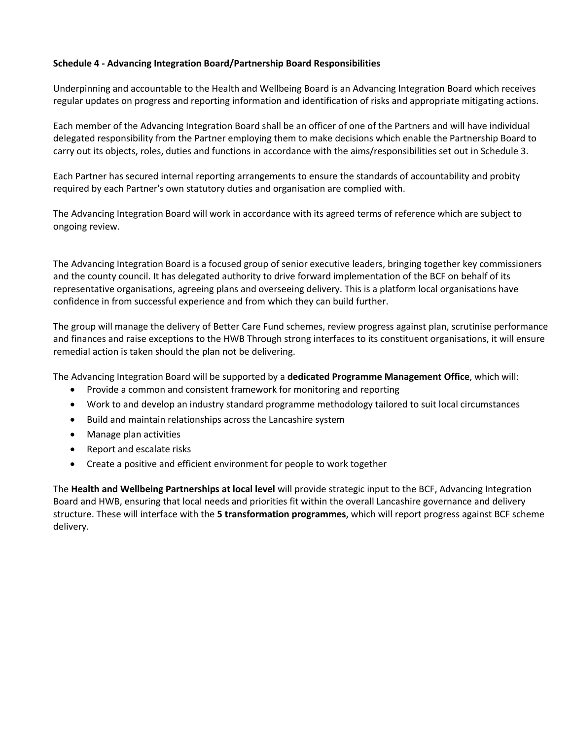**Schedule 4 - Advancing Integration Board/Partnership Board Responsibilities**

Underpinning and accountable to the Health and Wellbeing Board is an Advancing Integration Board which receives regular updates on progress and reporting information and identification of risks and appropriate mitigating actions.

Each member of the Advancing Integration Board shall be an officer of one of the Partners and will have individual delegated responsibility from the Partner employing them to make decisions which enable the Partnership Board to carry out its objects, roles, duties and functions in accordance with the aims/responsibilities set out in Schedule 3.

Each Partner has secured internal reporting arrangements to ensure the standards of accountability and probity required by each Partner's own statutory duties and organisation are complied with.

The Advancing Integration Board will work in accordance with its agreed terms of reference which are subject to ongoing review.

The Advancing Integration Board is a focused group of senior executive leaders, bringing together key commissioners and the county council. It has delegated authority to drive forward implementation of the BCF on behalf of its representative organisations, agreeing plans and overseeing delivery. This is a platform local organisations have confidence in from successful experience and from which they can build further.

The group will manage the delivery of Better Care Fund schemes, review progress against plan, scrutinise performance and finances and raise exceptions to the HWB Through strong interfaces to its constituent organisations, it will ensure remedial action is taken should the plan not be delivering.

The Advancing Integration Board will be supported by a **dedicated Programme Management Office**, which will:

- Provide a common and consistent framework for monitoring and reporting
- Work to and develop an industry standard programme methodology tailored to suit local circumstances
- Build and maintain relationships across the Lancashire system
- Manage plan activities
- Report and escalate risks
- Create a positive and efficient environment for people to work together

The **Health and Wellbeing Partnerships at local level** will provide strategic input to the BCF, Advancing Integration Board and HWB, ensuring that local needs and priorities fit within the overall Lancashire governance and delivery structure. These will interface with the **5 transformation programmes**, which will report progress against BCF scheme delivery.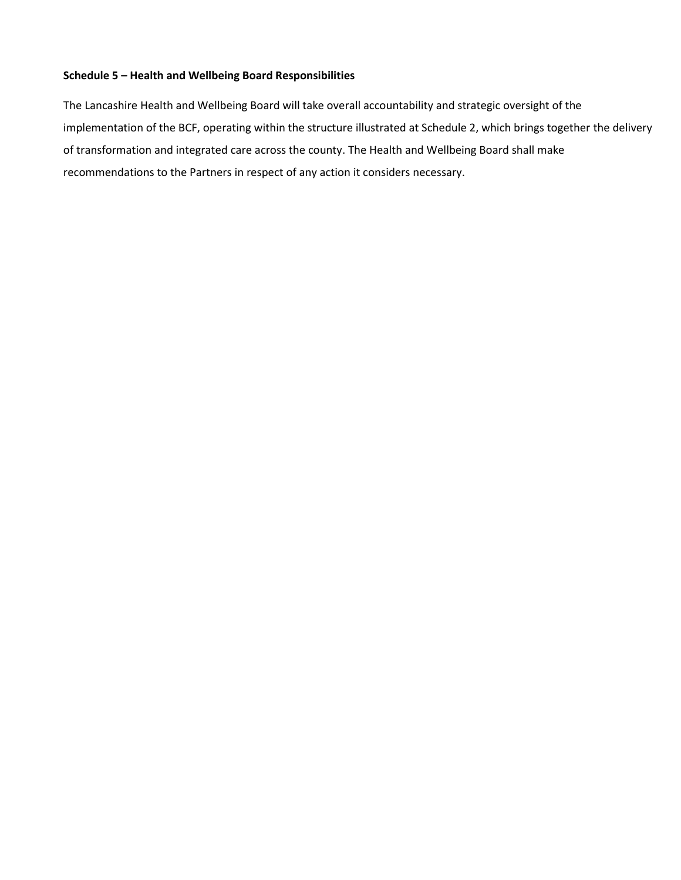**Schedule 5 – Health and Wellbeing Board Responsibilities**

The Lancashire Health and Wellbeing Board will take overall accountability and strategic oversight of the implementation of the BCF, operating within the structure illustrated at Schedule 2, which brings together the delivery of transformation and integrated care across the county. The Health and Wellbeing Board shall make recommendations to the Partners in respect of any action it considers necessary.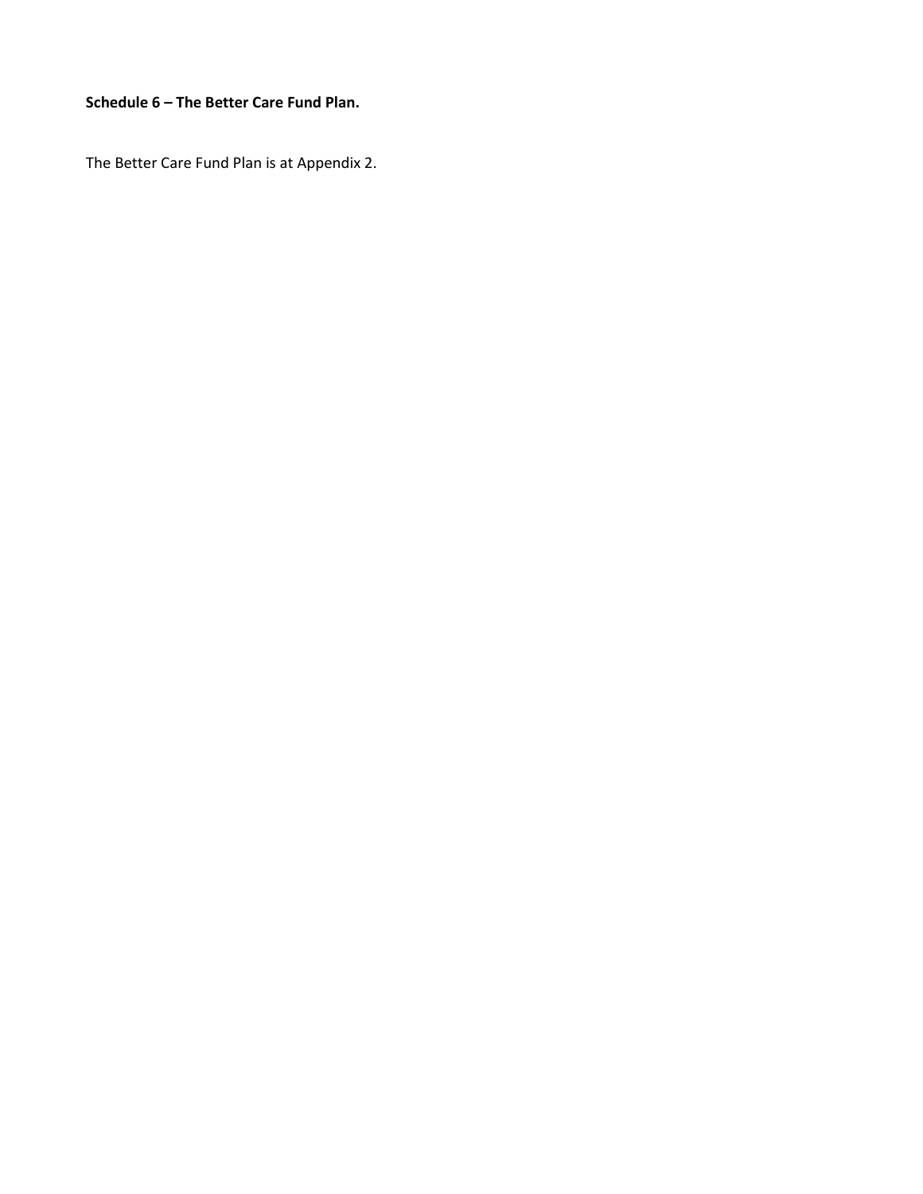**Schedule 6 – The Better Care Fund Plan.**

The Better Care Fund Plan is at Appendix 2.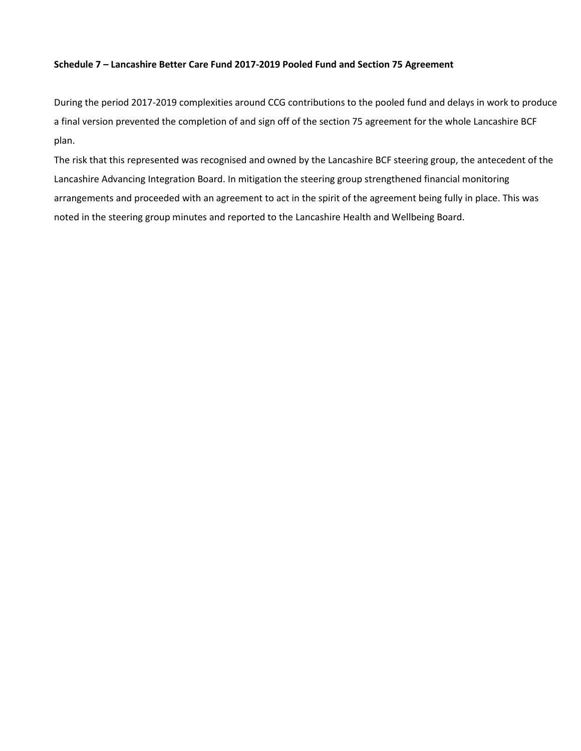**Schedule 7 – Lancashire Better Care Fund 2017-2019 Pooled Fund and Section 75 Agreement**

During the period 2017-2019 complexities around CCG contributions to the pooled fund and delays in work to produce a final version prevented the completion of and sign off of the section 75 agreement for the whole Lancashire BCF plan.

The risk that this represented was recognised and owned by the Lancashire BCF steering group, the antecedent of the Lancashire Advancing Integration Board. In mitigation the steering group strengthened financial monitoring arrangements and proceeded with an agreement to act in the spirit of the agreement being fully in place. This was noted in the steering group minutes and reported to the Lancashire Health and Wellbeing Board.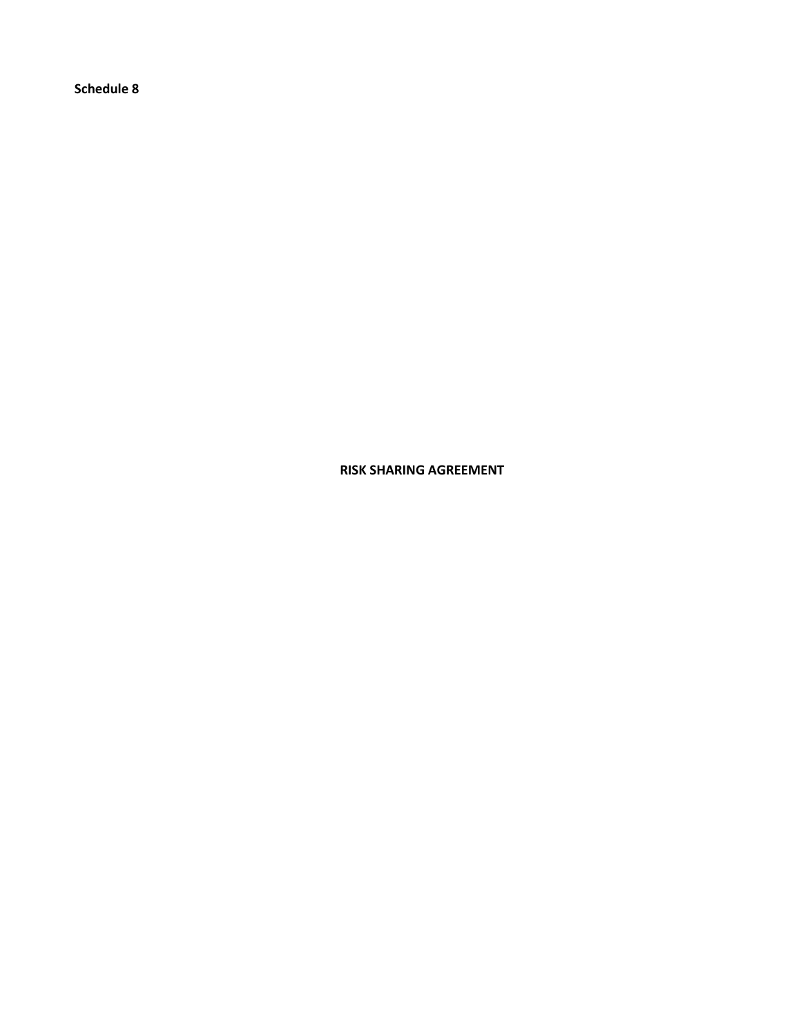**Schedule 8**

# RISK SHARING AGREEMENT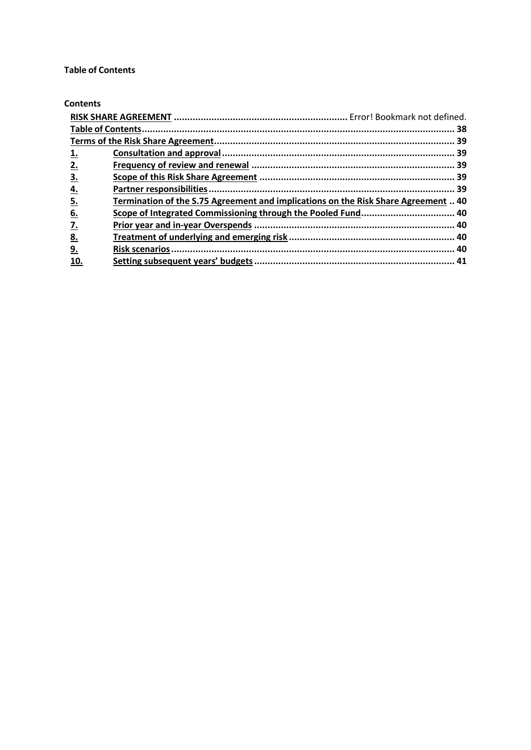**Table of Contents**

**Contents**

**RISK SHARE AGREEMENT** ................................................................ Error! Bookmark not defined.

**Table of Contents** .................................................................................................................... 38

**Terms of the Risk Share Agreement** ........................................................................................ 39

**1.** **Consultation and approval** ...................................................................................... 39

**2.** **Frequency of review and renewal** ........................................................................... 39

**3.** **Scope of this Risk Share Agreement** ........................................................................ 39

**4.** **Partner responsibilities** ........................................................................................... 39

**5.** **Termination of the S.75 Agreement and implications on the Risk Share Agreement** .. 40

**6.** **Scope of Integrated Commissioning through the Pooled Fund** .................................. 40

**7.** **Prior year and in-year Overspends** .......................................................................... 40

**8.** **Treatment of underlying and emerging risk** ............................................................ 40

**9.** **Risk scenarios** ......................................................................................................... 40

**10.** **Setting subsequent years' budgets** .......................................................................... 41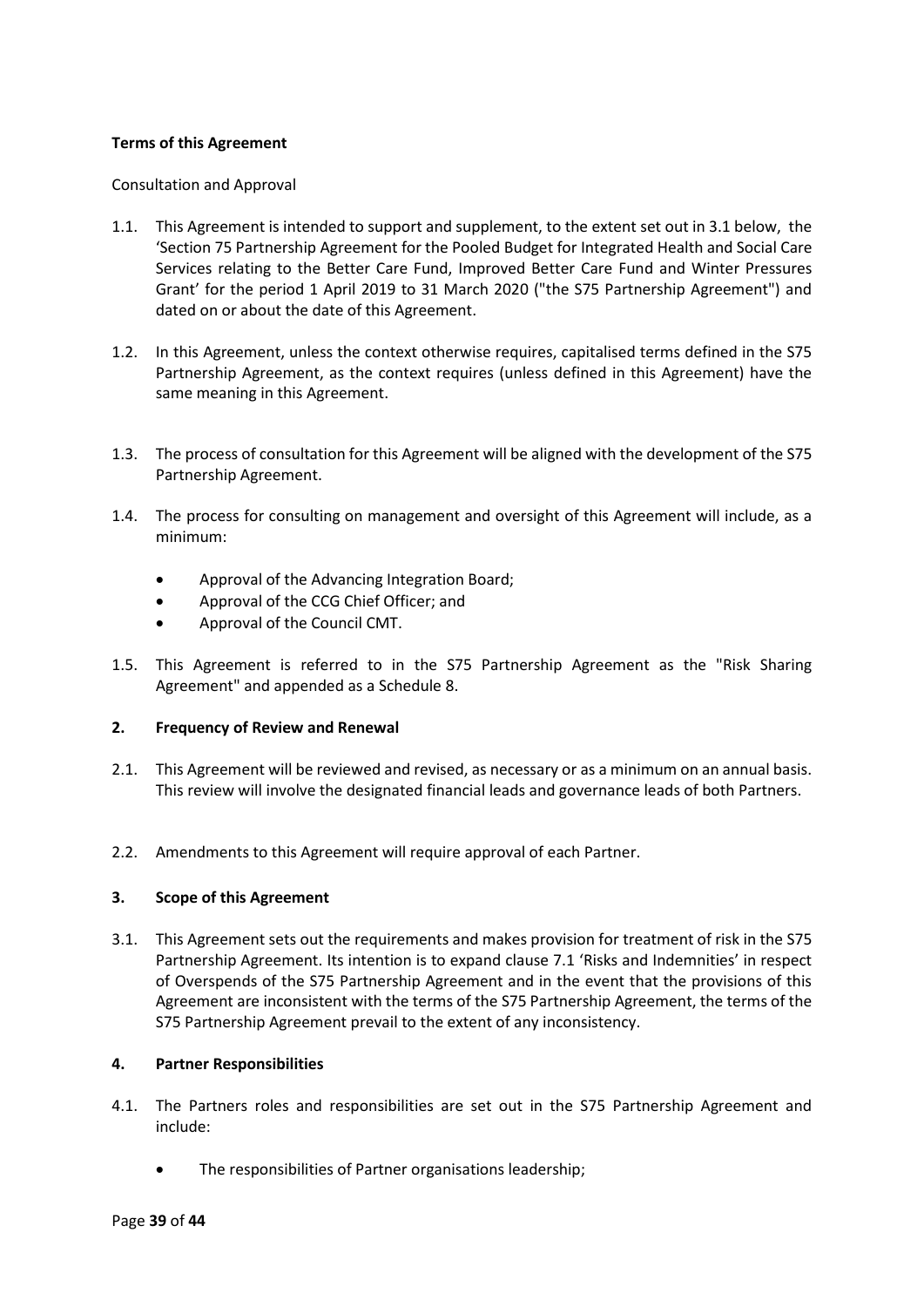**Terms of this Agreement**

Consultation and Approval

1.1. This Agreement is intended to support and supplement, to the extent set out in 3.1 below, the 'Section 75 Partnership Agreement for the Pooled Budget for Integrated Health and Social Care Services relating to the Better Care Fund, Improved Better Care Fund and Winter Pressures Grant' for the period 1 April 2019 to 31 March 2020 ("the S75 Partnership Agreement") and dated on or about the date of this Agreement.

1.2. In this Agreement, unless the context otherwise requires, capitalised terms defined in the S75 Partnership Agreement, as the context requires (unless defined in this Agreement) have the same meaning in this Agreement.

1.3. The process of consultation for this Agreement will be aligned with the development of the S75 Partnership Agreement.

1.4. The process for consulting on management and oversight of this Agreement will include, as a minimum:

- Approval of the Advancing Integration Board;
- Approval of the CCG Chief Officer; and
- Approval of the Council CMT.

1.5. This Agreement is referred to in the S75 Partnership Agreement as the "Risk Sharing Agreement" and appended as a Schedule 8.

**2. Frequency of Review and Renewal**

2.1. This Agreement will be reviewed and revised, as necessary or as a minimum on an annual basis. This review will involve the designated financial leads and governance leads of both Partners.

2.2. Amendments to this Agreement will require approval of each Partner.

**3. Scope of this Agreement**

3.1. This Agreement sets out the requirements and makes provision for treatment of risk in the S75 Partnership Agreement. Its intention is to expand clause 7.1 'Risks and Indemnities' in respect of Overspends of the S75 Partnership Agreement and in the event that the provisions of this Agreement are inconsistent with the terms of the S75 Partnership Agreement, the terms of the S75 Partnership Agreement prevail to the extent of any inconsistency.

**4. Partner Responsibilities**

4.1. The Partners roles and responsibilities are set out in the S75 Partnership Agreement and include:

- The responsibilities of Partner organisations leadership;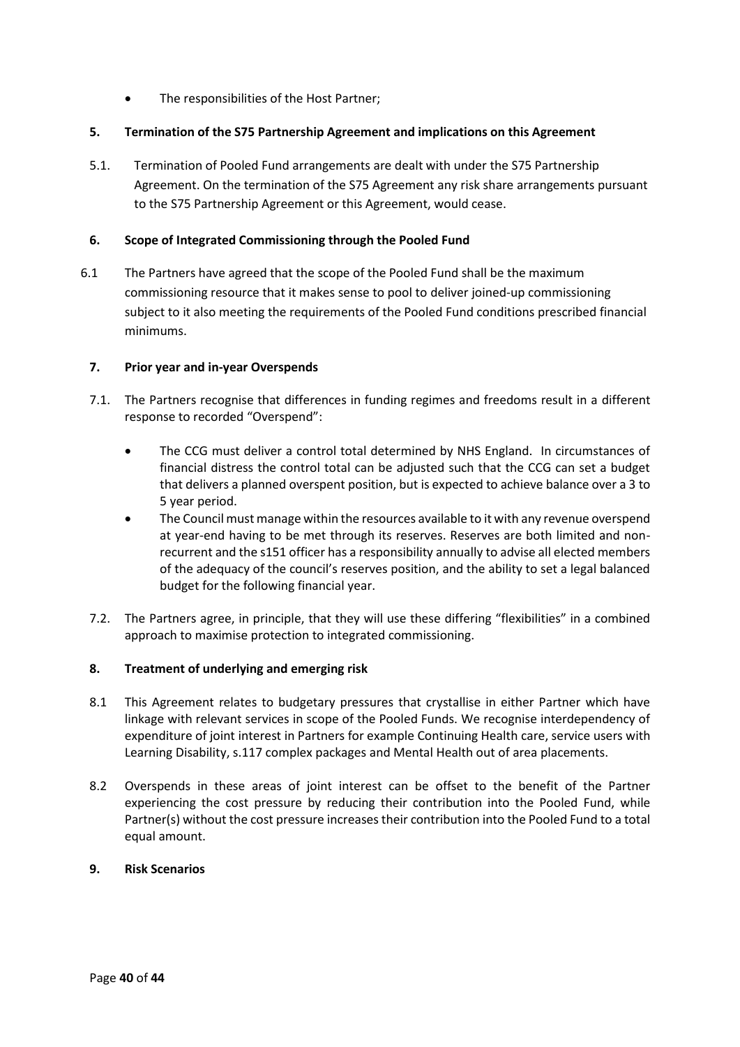- The responsibilities of the Host Partner;

## 5. Termination of the S75 Partnership Agreement and implications on this Agreement

5.1. Termination of Pooled Fund arrangements are dealt with under the S75 Partnership Agreement. On the termination of the S75 Agreement any risk share arrangements pursuant to the S75 Partnership Agreement or this Agreement, would cease.

## 6. Scope of Integrated Commissioning through the Pooled Fund

6.1 The Partners have agreed that the scope of the Pooled Fund shall be the maximum commissioning resource that it makes sense to pool to deliver joined-up commissioning subject to it also meeting the requirements of the Pooled Fund conditions prescribed financial minimums.

## 7. Prior year and in-year Overspends

7.1. The Partners recognise that differences in funding regimes and freedoms result in a different response to recorded "Overspend":

- The CCG must deliver a control total determined by NHS England. In circumstances of financial distress the control total can be adjusted such that the CCG can set a budget that delivers a planned overspent position, but is expected to achieve balance over a 3 to 5 year period.
- The Council must manage within the resources available to it with any revenue overspend at year-end having to be met through its reserves. Reserves are both limited and non-recurrent and the s151 officer has a responsibility annually to advise all elected members of the adequacy of the council's reserves position, and the ability to set a legal balanced budget for the following financial year.

7.2. The Partners agree, in principle, that they will use these differing "flexibilities" in a combined approach to maximise protection to integrated commissioning.

## 8. Treatment of underlying and emerging risk

8.1 This Agreement relates to budgetary pressures that crystallise in either Partner which have linkage with relevant services in scope of the Pooled Funds. We recognise interdependency of expenditure of joint interest in Partners for example Continuing Health care, service users with Learning Disability, s.117 complex packages and Mental Health out of area placements.

8.2 Overspends in these areas of joint interest can be offset to the benefit of the Partner experiencing the cost pressure by reducing their contribution into the Pooled Fund, while Partner(s) without the cost pressure increases their contribution into the Pooled Fund to a total equal amount.

## 9. Risk Scenarios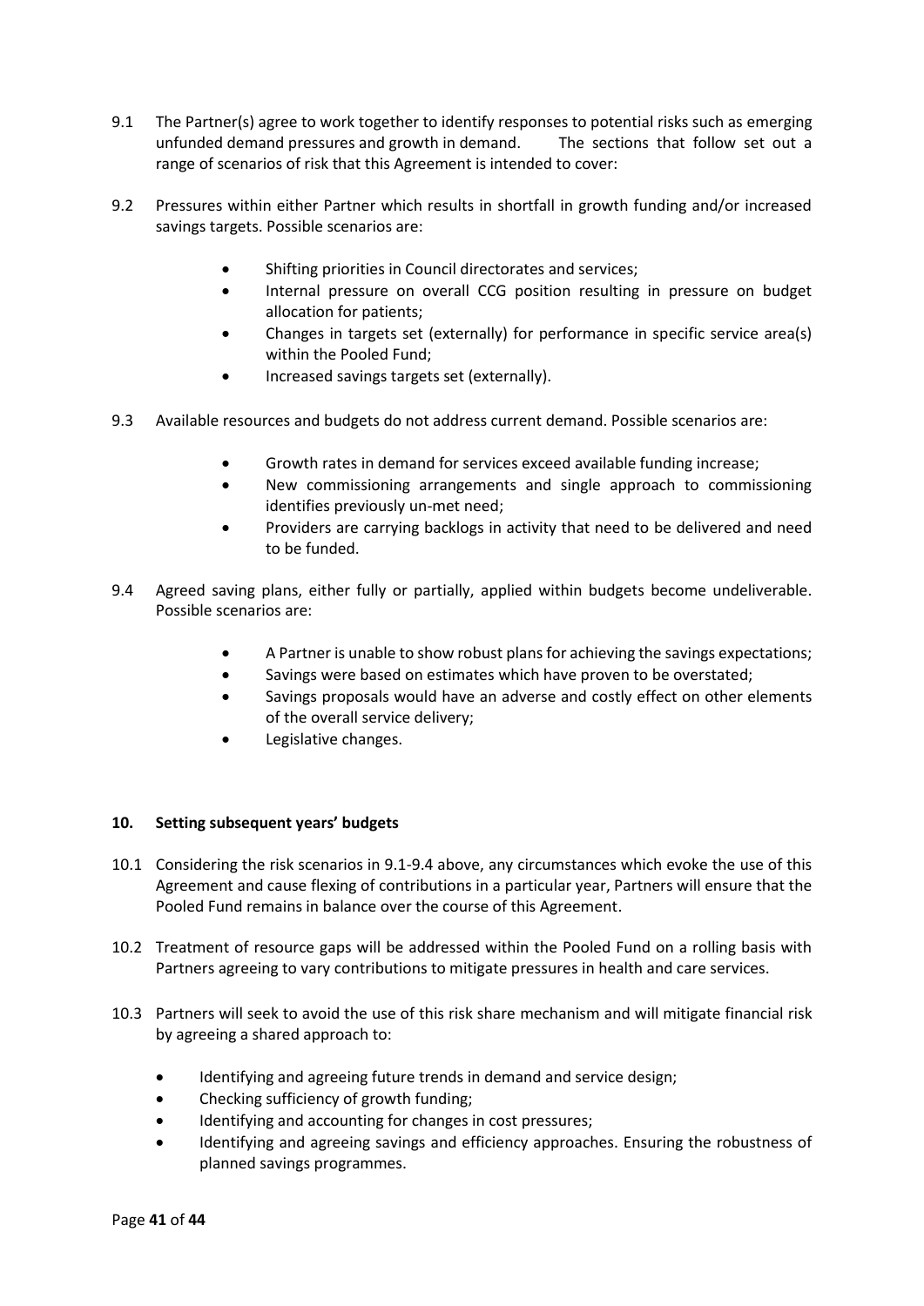9.1 The Partner(s) agree to work together to identify responses to potential risks such as emerging unfunded demand pressures and growth in demand. The sections that follow set out a range of scenarios of risk that this Agreement is intended to cover:

9.2 Pressures within either Partner which results in shortfall in growth funding and/or increased savings targets. Possible scenarios are:

- Shifting priorities in Council directorates and services;
- Internal pressure on overall CCG position resulting in pressure on budget allocation for patients;
- Changes in targets set (externally) for performance in specific service area(s) within the Pooled Fund;
- Increased savings targets set (externally).

9.3 Available resources and budgets do not address current demand. Possible scenarios are:

- Growth rates in demand for services exceed available funding increase;
- New commissioning arrangements and single approach to commissioning identifies previously un-met need;
- Providers are carrying backlogs in activity that need to be delivered and need to be funded.

9.4 Agreed saving plans, either fully or partially, applied within budgets become undeliverable. Possible scenarios are:

- A Partner is unable to show robust plans for achieving the savings expectations;
- Savings were based on estimates which have proven to be overstated;
- Savings proposals would have an adverse and costly effect on other elements of the overall service delivery;
- Legislative changes.

## 10. Setting subsequent years' budgets

10.1 Considering the risk scenarios in 9.1-9.4 above, any circumstances which evoke the use of this Agreement and cause flexing of contributions in a particular year, Partners will ensure that the Pooled Fund remains in balance over the course of this Agreement.

10.2 Treatment of resource gaps will be addressed within the Pooled Fund on a rolling basis with Partners agreeing to vary contributions to mitigate pressures in health and care services.

10.3 Partners will seek to avoid the use of this risk share mechanism and will mitigate financial risk by agreeing a shared approach to:

- Identifying and agreeing future trends in demand and service design;
- Checking sufficiency of growth funding;
- Identifying and accounting for changes in cost pressures;
- Identifying and agreeing savings and efficiency approaches. Ensuring the robustness of planned savings programmes.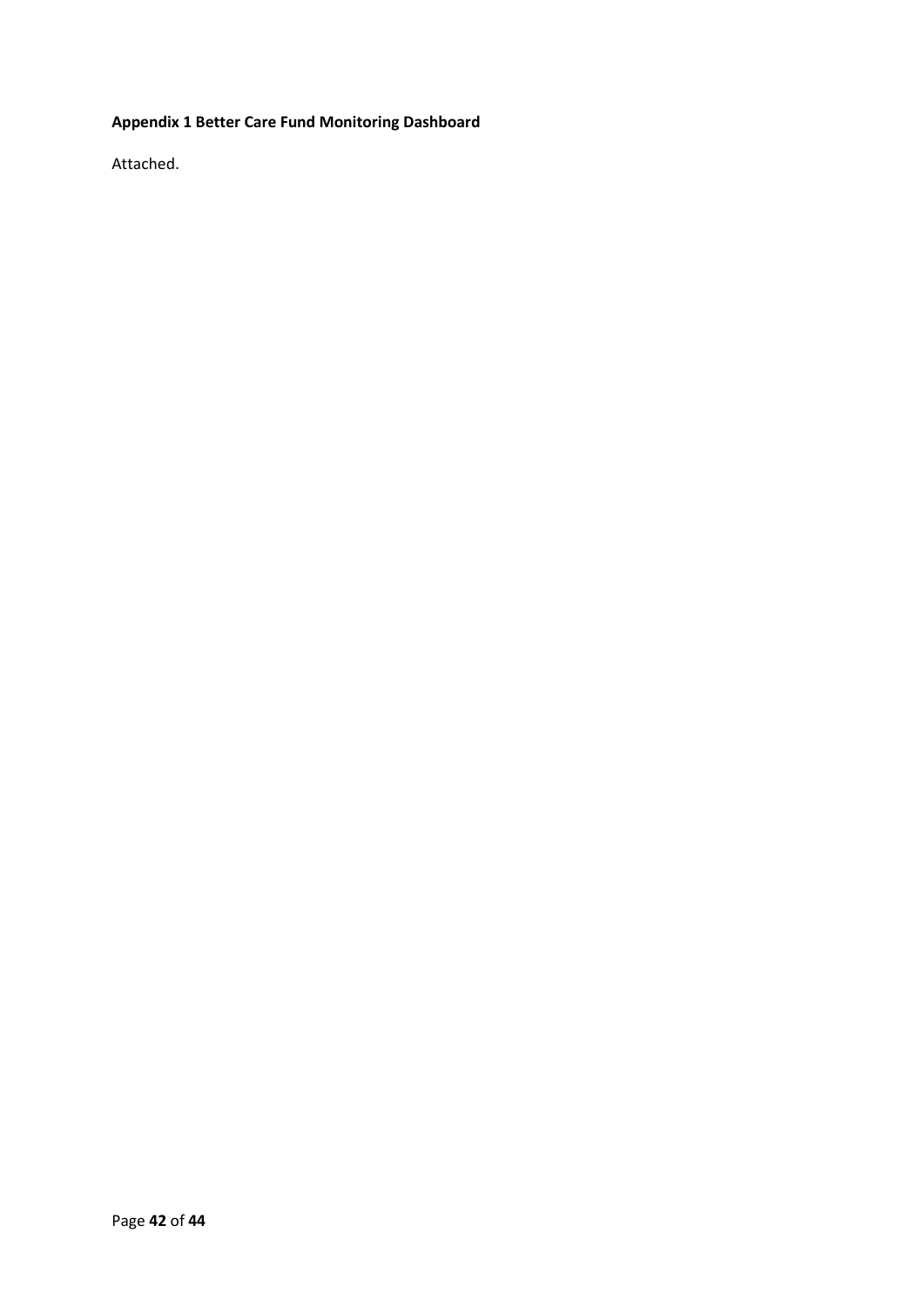**Appendix 1 Better Care Fund Monitoring Dashboard**

Attached.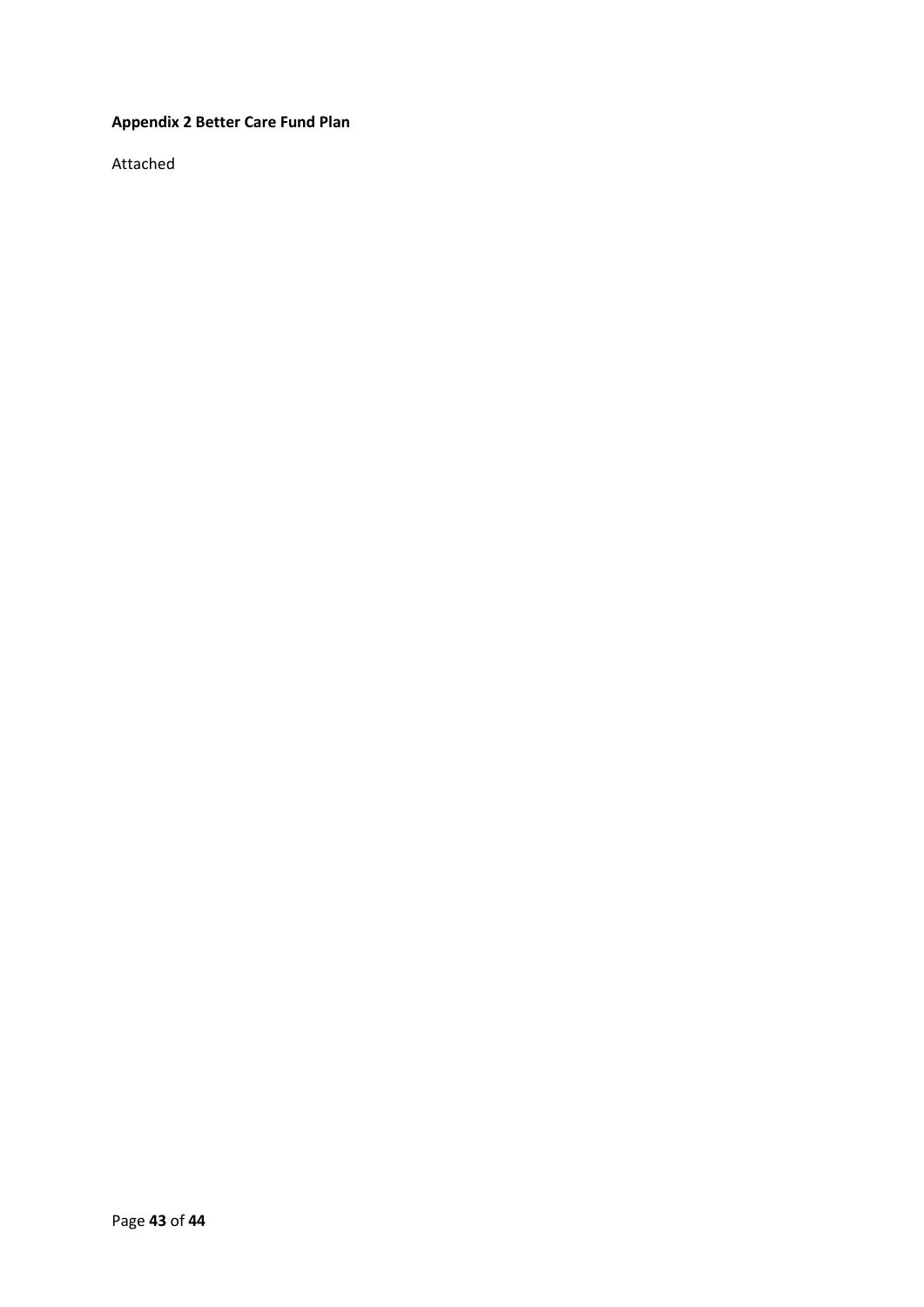**Appendix 2 Better Care Fund Plan**

Attached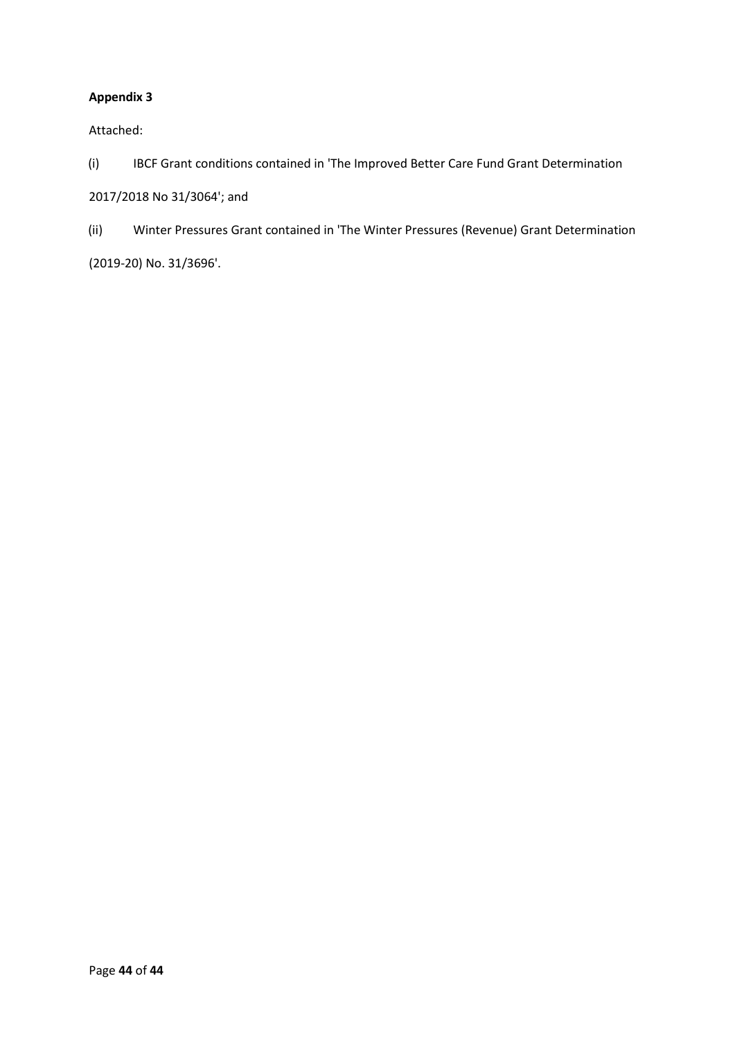**Appendix 3**

Attached:

(i) IBCF Grant conditions contained in 'The Improved Better Care Fund Grant Determination 2017/2018 No 31/3064'; and

(ii) Winter Pressures Grant contained in 'The Winter Pressures (Revenue) Grant Determination (2019-20) No. 31/3696'.